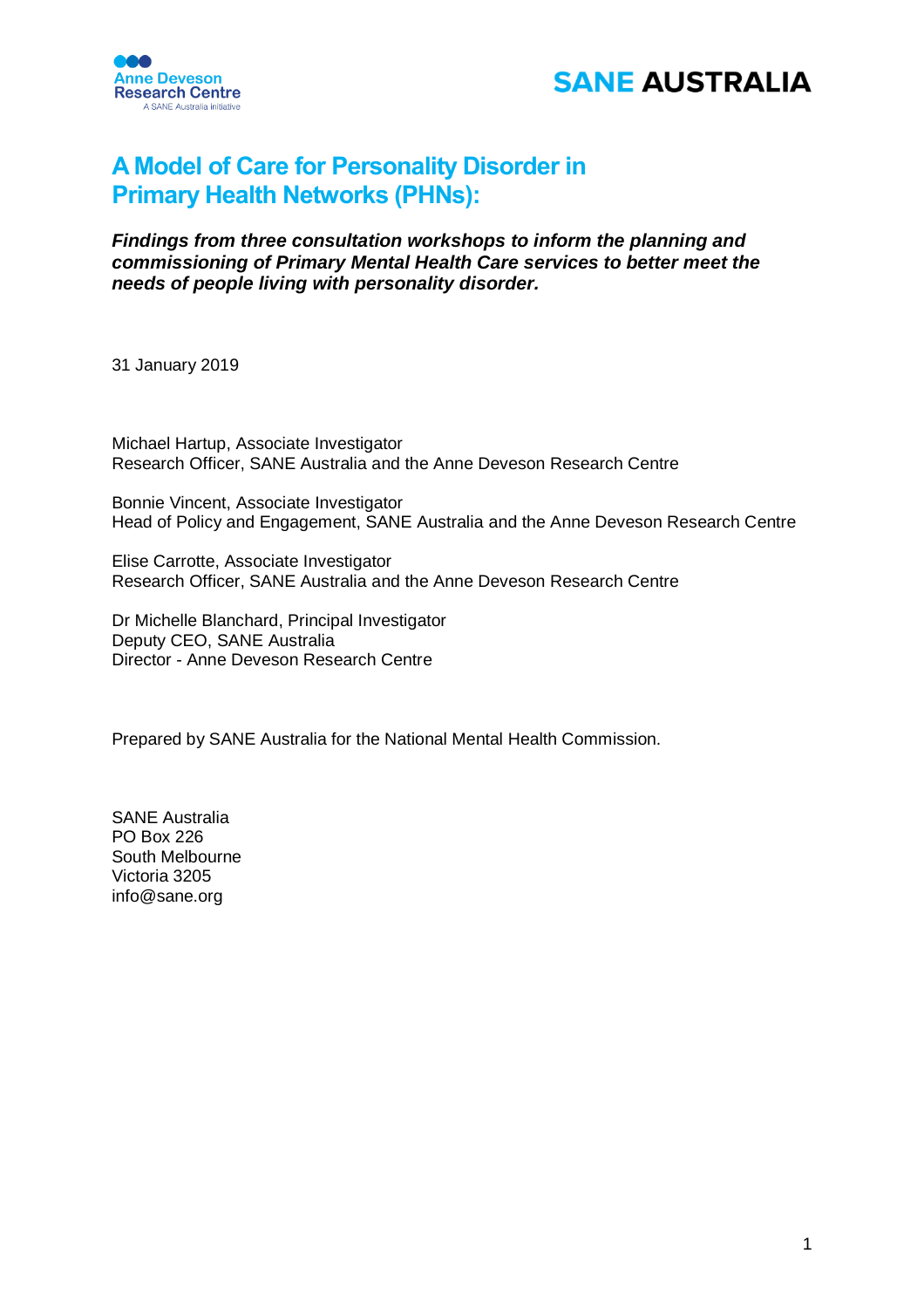Anne Deveson Research Centre
A SANE Australia initiative

SANE AUSTRALIA

# A Model of Care for Personality Disorder in Primary Health Networks (PHNs):

***Findings from three consultation workshops to inform the planning and commissioning of Primary Mental Health Care services to better meet the needs of people living with personality disorder.***

31 January 2019

Michael Hartup, Associate Investigator
Research Officer, SANE Australia and the Anne Deveson Research Centre

Bonnie Vincent, Associate Investigator
Head of Policy and Engagement, SANE Australia and the Anne Deveson Research Centre

Elise Carrotte, Associate Investigator
Research Officer, SANE Australia and the Anne Deveson Research Centre

Dr Michelle Blanchard, Principal Investigator
Deputy CEO, SANE Australia
Director - Anne Deveson Research Centre

Prepared by SANE Australia for the National Mental Health Commission.

SANE Australia
PO Box 226
South Melbourne
Victoria 3205
info@sane.org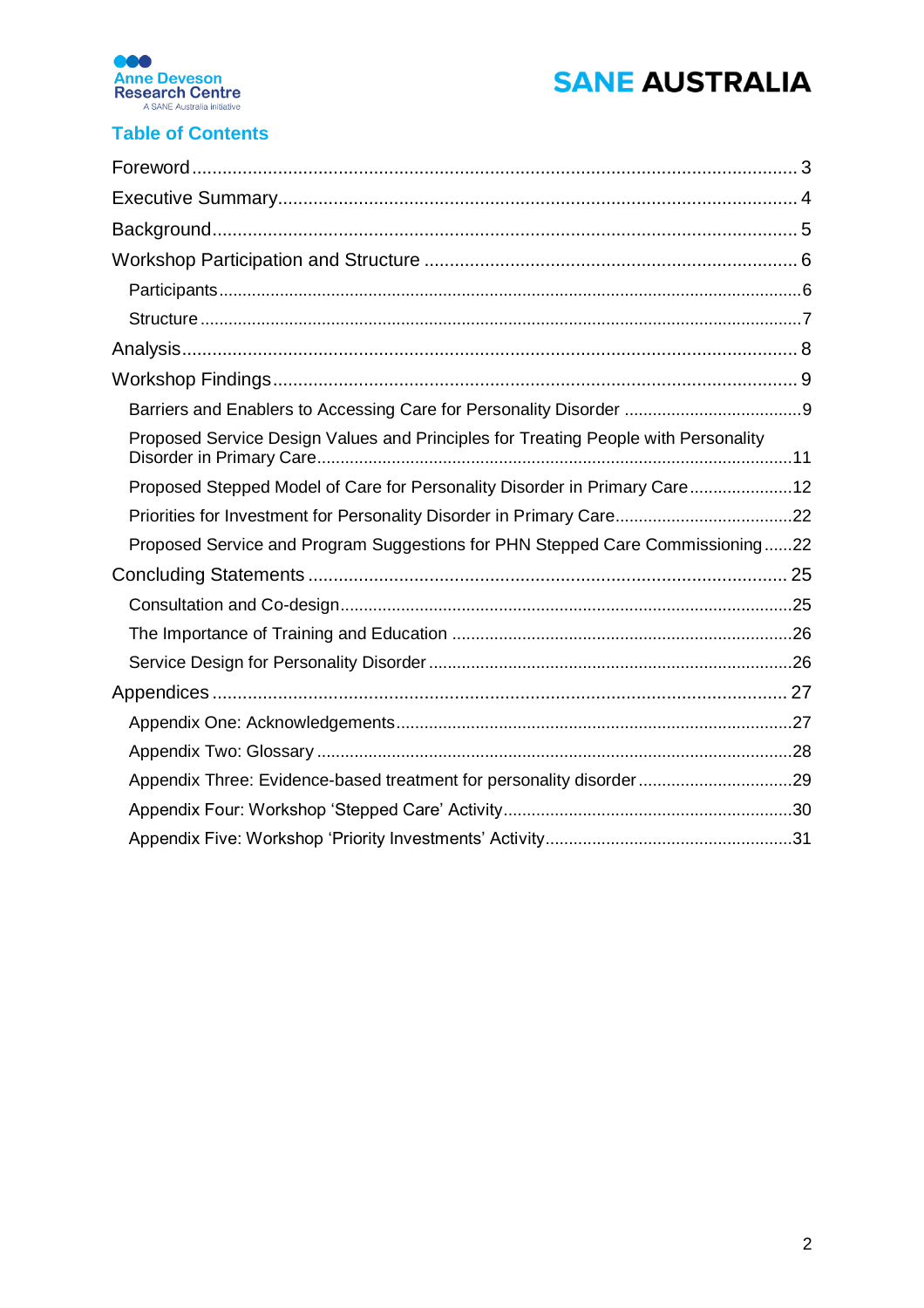## Table of Contents

Foreword ... 3

Executive Summary ... 4

Background ... 5

Workshop Participation and Structure ... 6

- Participants ... 6
- Structure ... 7

Analysis ... 8

Workshop Findings ... 9

- Barriers and Enablers to Accessing Care for Personality Disorder ... 9
- Proposed Service Design Values and Principles for Treating People with Personality Disorder in Primary Care ... 11
- Proposed Stepped Model of Care for Personality Disorder in Primary Care ... 12
- Priorities for Investment for Personality Disorder in Primary Care ... 22
- Proposed Service and Program Suggestions for PHN Stepped Care Commissioning ... 22

Concluding Statements ... 25

- Consultation and Co-design ... 25
- The Importance of Training and Education ... 26
- Service Design for Personality Disorder ... 26

Appendices ... 27

- Appendix One: Acknowledgements ... 27
- Appendix Two: Glossary ... 28
- Appendix Three: Evidence-based treatment for personality disorder ... 29
- Appendix Four: Workshop 'Stepped Care' Activity ... 30
- Appendix Five: Workshop 'Priority Investments' Activity ... 31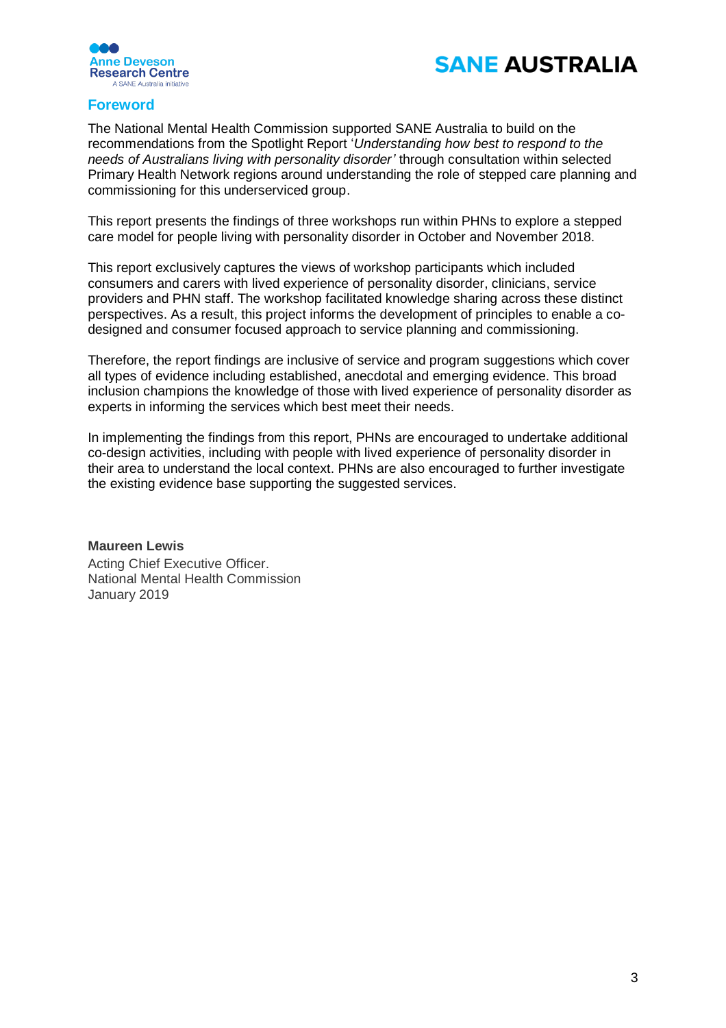## Foreword

The National Mental Health Commission supported SANE Australia to build on the recommendations from the Spotlight Report '*Understanding how best to respond to the needs of Australians living with personality disorder'* through consultation within selected Primary Health Network regions around understanding the role of stepped care planning and commissioning for this underserviced group.

This report presents the findings of three workshops run within PHNs to explore a stepped care model for people living with personality disorder in October and November 2018.

This report exclusively captures the views of workshop participants which included consumers and carers with lived experience of personality disorder, clinicians, service providers and PHN staff. The workshop facilitated knowledge sharing across these distinct perspectives. As a result, this project informs the development of principles to enable a co-designed and consumer focused approach to service planning and commissioning.

Therefore, the report findings are inclusive of service and program suggestions which cover all types of evidence including established, anecdotal and emerging evidence. This broad inclusion champions the knowledge of those with lived experience of personality disorder as experts in informing the services which best meet their needs.

In implementing the findings from this report, PHNs are encouraged to undertake additional co-design activities, including with people with lived experience of personality disorder in their area to understand the local context. PHNs are also encouraged to further investigate the existing evidence base supporting the suggested services.

**Maureen Lewis**
Acting Chief Executive Officer.
National Mental Health Commission
January 2019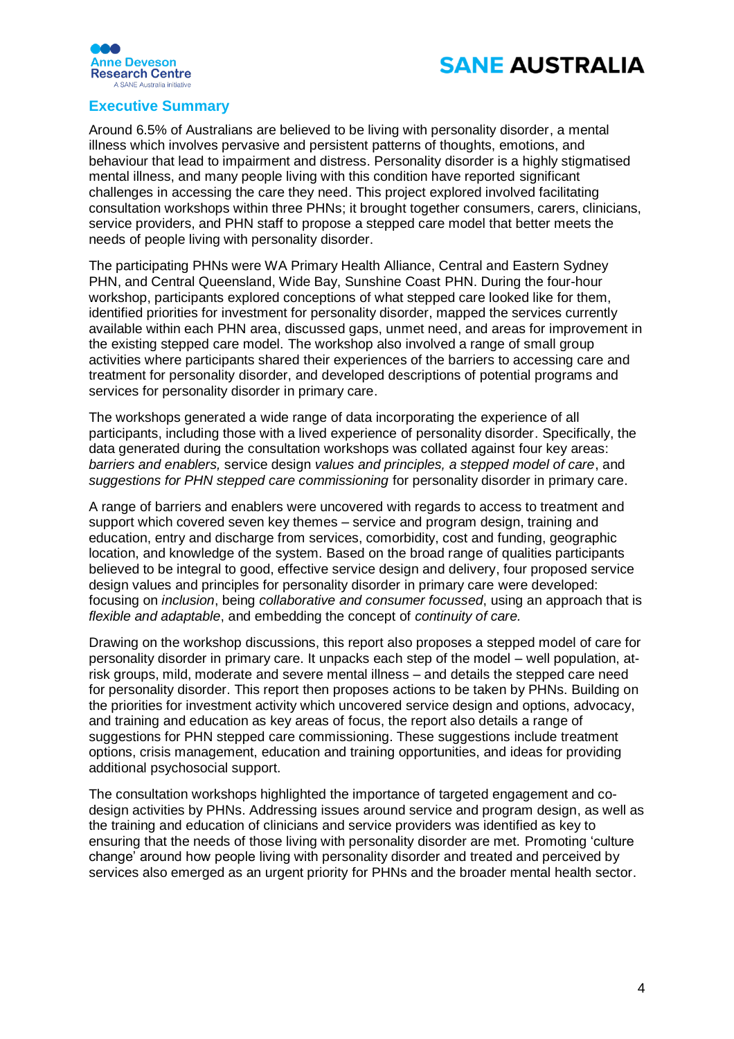## Executive Summary

Around 6.5% of Australians are believed to be living with personality disorder, a mental illness which involves pervasive and persistent patterns of thoughts, emotions, and behaviour that lead to impairment and distress. Personality disorder is a highly stigmatised mental illness, and many people living with this condition have reported significant challenges in accessing the care they need. This project explored involved facilitating consultation workshops within three PHNs; it brought together consumers, carers, clinicians, service providers, and PHN staff to propose a stepped care model that better meets the needs of people living with personality disorder.

The participating PHNs were WA Primary Health Alliance, Central and Eastern Sydney PHN, and Central Queensland, Wide Bay, Sunshine Coast PHN. During the four-hour workshop, participants explored conceptions of what stepped care looked like for them, identified priorities for investment for personality disorder, mapped the services currently available within each PHN area, discussed gaps, unmet need, and areas for improvement in the existing stepped care model. The workshop also involved a range of small group activities where participants shared their experiences of the barriers to accessing care and treatment for personality disorder, and developed descriptions of potential programs and services for personality disorder in primary care.

The workshops generated a wide range of data incorporating the experience of all participants, including those with a lived experience of personality disorder. Specifically, the data generated during the consultation workshops was collated against four key areas: *barriers and enablers,* service design *values and principles, a stepped model of care*, and *suggestions for PHN stepped care commissioning* for personality disorder in primary care.

A range of barriers and enablers were uncovered with regards to access to treatment and support which covered seven key themes – service and program design, training and education, entry and discharge from services, comorbidity, cost and funding, geographic location, and knowledge of the system. Based on the broad range of qualities participants believed to be integral to good, effective service design and delivery, four proposed service design values and principles for personality disorder in primary care were developed: focusing on *inclusion*, being *collaborative and consumer focussed*, using an approach that is *flexible and adaptable*, and embedding the concept of *continuity of care.*

Drawing on the workshop discussions, this report also proposes a stepped model of care for personality disorder in primary care. It unpacks each step of the model – well population, at-risk groups, mild, moderate and severe mental illness – and details the stepped care need for personality disorder. This report then proposes actions to be taken by PHNs. Building on the priorities for investment activity which uncovered service design and options, advocacy, and training and education as key areas of focus, the report also details a range of suggestions for PHN stepped care commissioning. These suggestions include treatment options, crisis management, education and training opportunities, and ideas for providing additional psychosocial support.

The consultation workshops highlighted the importance of targeted engagement and co-design activities by PHNs. Addressing issues around service and program design, as well as the training and education of clinicians and service providers was identified as key to ensuring that the needs of those living with personality disorder are met. Promoting 'culture change' around how people living with personality disorder and treated and perceived by services also emerged as an urgent priority for PHNs and the broader mental health sector.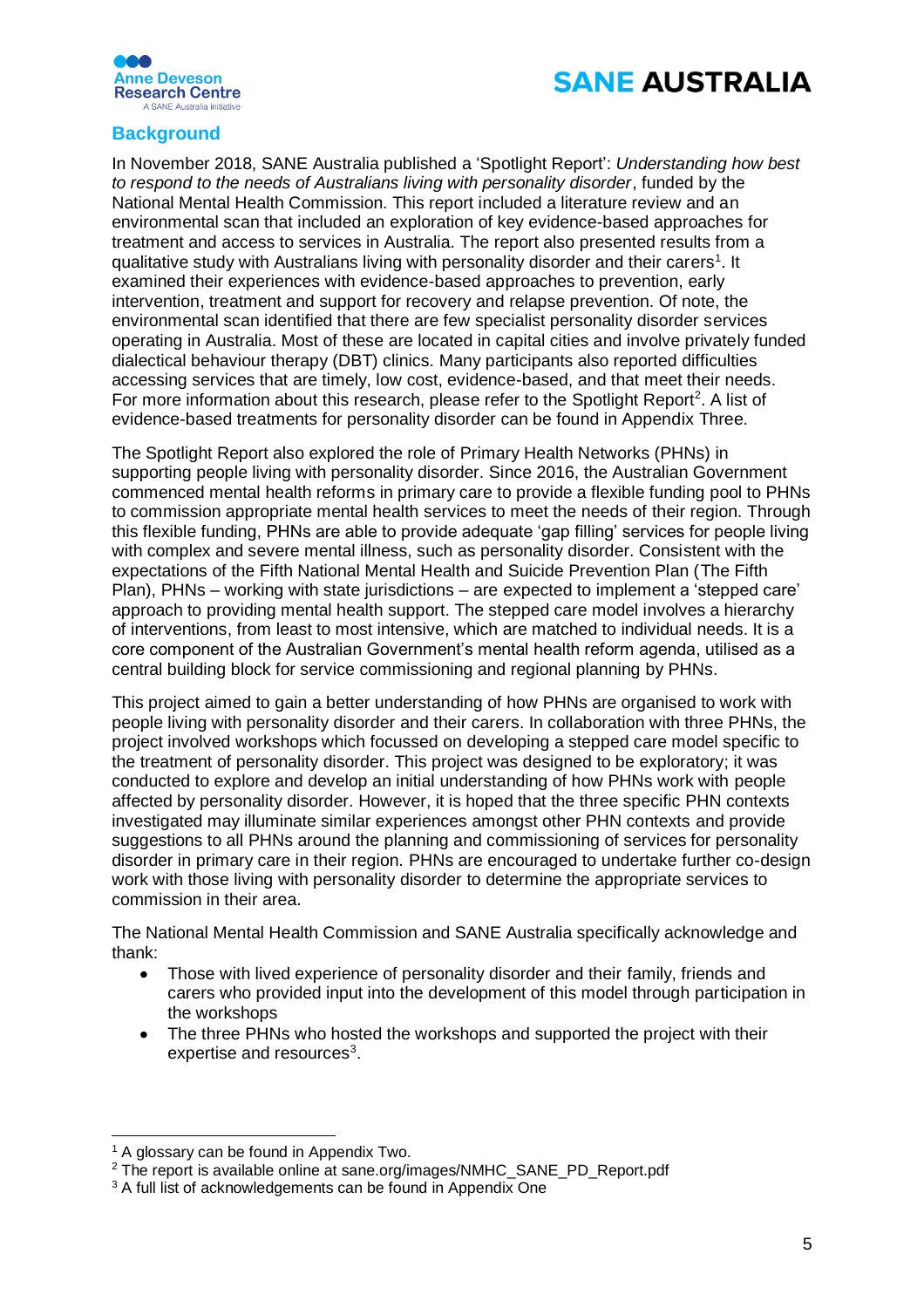## Background

In November 2018, SANE Australia published a 'Spotlight Report': *Understanding how best to respond to the needs of Australians living with personality disorder*, funded by the National Mental Health Commission. This report included a literature review and an environmental scan that included an exploration of key evidence-based approaches for treatment and access to services in Australia. The report also presented results from a qualitative study with Australians living with personality disorder and their carers[1]. It examined their experiences with evidence-based approaches to prevention, early intervention, treatment and support for recovery and relapse prevention. Of note, the environmental scan identified that there are few specialist personality disorder services operating in Australia. Most of these are located in capital cities and involve privately funded dialectical behaviour therapy (DBT) clinics. Many participants also reported difficulties accessing services that are timely, low cost, evidence-based, and that meet their needs. For more information about this research, please refer to the Spotlight Report[2]. A list of evidence-based treatments for personality disorder can be found in Appendix Three.

The Spotlight Report also explored the role of Primary Health Networks (PHNs) in supporting people living with personality disorder. Since 2016, the Australian Government commenced mental health reforms in primary care to provide a flexible funding pool to PHNs to commission appropriate mental health services to meet the needs of their region. Through this flexible funding, PHNs are able to provide adequate 'gap filling' services for people living with complex and severe mental illness, such as personality disorder. Consistent with the expectations of the Fifth National Mental Health and Suicide Prevention Plan (The Fifth Plan), PHNs – working with state jurisdictions – are expected to implement a 'stepped care' approach to providing mental health support. The stepped care model involves a hierarchy of interventions, from least to most intensive, which are matched to individual needs. It is a core component of the Australian Government's mental health reform agenda, utilised as a central building block for service commissioning and regional planning by PHNs.

This project aimed to gain a better understanding of how PHNs are organised to work with people living with personality disorder and their carers. In collaboration with three PHNs, the project involved workshops which focussed on developing a stepped care model specific to the treatment of personality disorder. This project was designed to be exploratory; it was conducted to explore and develop an initial understanding of how PHNs work with people affected by personality disorder. However, it is hoped that the three specific PHN contexts investigated may illuminate similar experiences amongst other PHN contexts and provide suggestions to all PHNs around the planning and commissioning of services for personality disorder in primary care in their region. PHNs are encouraged to undertake further co-design work with those living with personality disorder to determine the appropriate services to commission in their area.

The National Mental Health Commission and SANE Australia specifically acknowledge and thank:

- Those with lived experience of personality disorder and their family, friends and carers who provided input into the development of this model through participation in the workshops
- The three PHNs who hosted the workshops and supported the project with their expertise and resources[3].

---

[1] A glossary can be found in Appendix Two.

[2] The report is available online at sane.org/images/NMHC_SANE_PD_Report.pdf

[3] A full list of acknowledgements can be found in Appendix One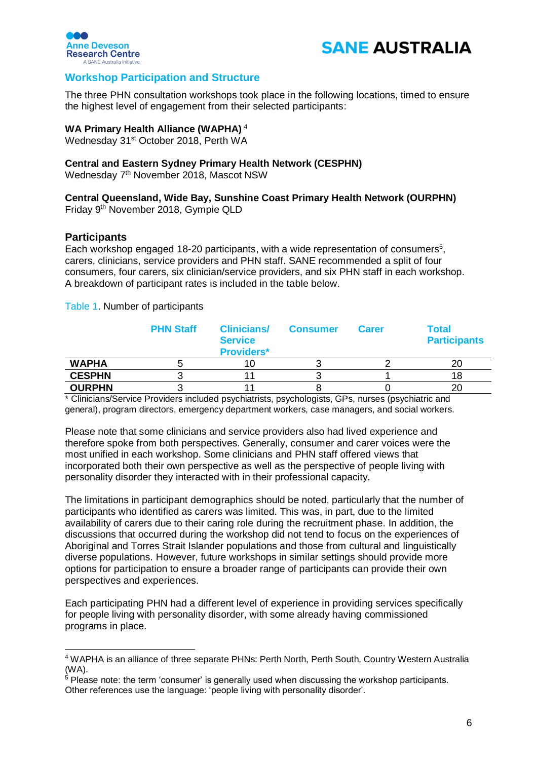## Workshop Participation and Structure

The three PHN consultation workshops took place in the following locations, timed to ensure the highest level of engagement from their selected participants:

**WA Primary Health Alliance (WAPHA)** [4]
Wednesday 31st October 2018, Perth WA

**Central and Eastern Sydney Primary Health Network (CESPHN)**
Wednesday 7th November 2018, Mascot NSW

**Central Queensland, Wide Bay, Sunshine Coast Primary Health Network (OURPHN)**
Friday 9th November 2018, Gympie QLD

### Participants

Each workshop engaged 18-20 participants, with a wide representation of consumers[5], carers, clinicians, service providers and PHN staff. SANE recommended a split of four consumers, four carers, six clinician/service providers, and six PHN staff in each workshop. A breakdown of participant rates is included in the table below.

Table 1. Number of participants

| | PHN Staff | Clinicians/ Service Providers* | Consumer | Carer | Total Participants |
|---|---|---|---|---|---|
| **WAPHA** | 5 | 10 | 3 | 2 | 20 |
| **CESPHN** | 3 | 11 | 3 | 1 | 18 |
| **OURPHN** | 3 | 11 | 8 | 0 | 20 |

\* Clinicians/Service Providers included psychiatrists, psychologists, GPs, nurses (psychiatric and general), program directors, emergency department workers, case managers, and social workers.

Please note that some clinicians and service providers also had lived experience and therefore spoke from both perspectives. Generally, consumer and carer voices were the most unified in each workshop. Some clinicians and PHN staff offered views that incorporated both their own perspective as well as the perspective of people living with personality disorder they interacted with in their professional capacity.

The limitations in participant demographics should be noted, particularly that the number of participants who identified as carers was limited. This was, in part, due to the limited availability of carers due to their caring role during the recruitment phase. In addition, the discussions that occurred during the workshop did not tend to focus on the experiences of Aboriginal and Torres Strait Islander populations and those from cultural and linguistically diverse populations. However, future workshops in similar settings should provide more options for participation to ensure a broader range of participants can provide their own perspectives and experiences.

Each participating PHN had a different level of experience in providing services specifically for people living with personality disorder, with some already having commissioned programs in place.

---

[4] WAPHA is an alliance of three separate PHNs: Perth North, Perth South, Country Western Australia (WA).

[5] Please note: the term 'consumer' is generally used when discussing the workshop participants. Other references use the language: 'people living with personality disorder'.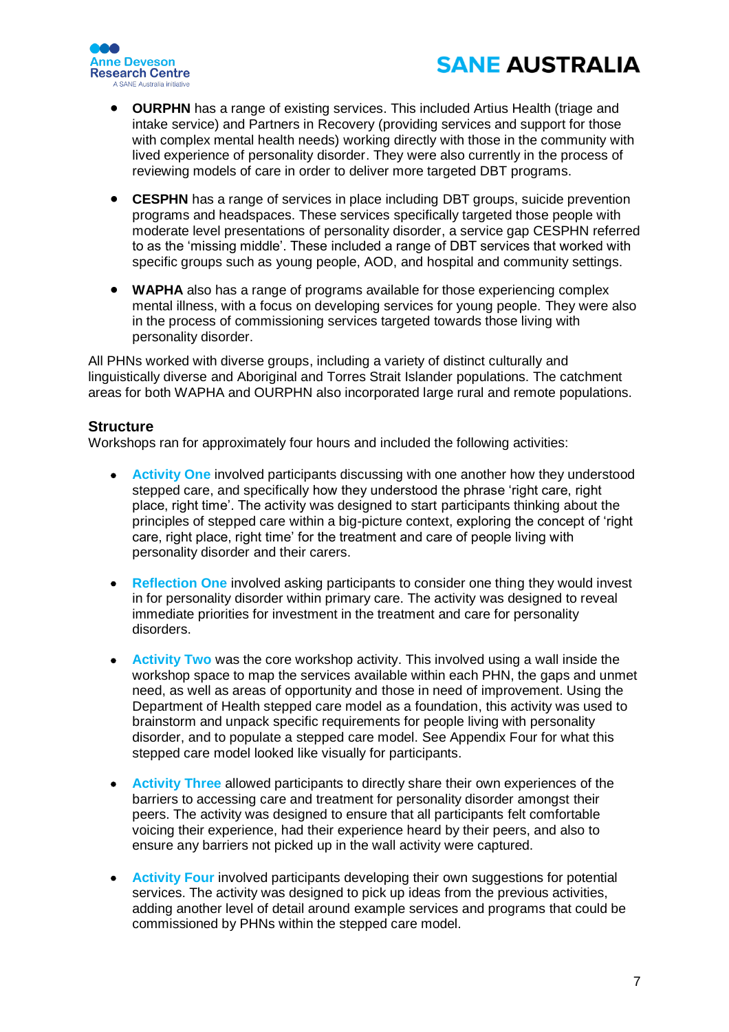- **OURPHN** has a range of existing services. This included Artius Health (triage and intake service) and Partners in Recovery (providing services and support for those with complex mental health needs) working directly with those in the community with lived experience of personality disorder. They were also currently in the process of reviewing models of care in order to deliver more targeted DBT programs.

- **CESPHN** has a range of services in place including DBT groups, suicide prevention programs and headspaces. These services specifically targeted those people with moderate level presentations of personality disorder, a service gap CESPHN referred to as the 'missing middle'. These included a range of DBT services that worked with specific groups such as young people, AOD, and hospital and community settings.

- **WAPHA** also has a range of programs available for those experiencing complex mental illness, with a focus on developing services for young people. They were also in the process of commissioning services targeted towards those living with personality disorder.

All PHNs worked with diverse groups, including a variety of distinct culturally and linguistically diverse and Aboriginal and Torres Strait Islander populations. The catchment areas for both WAPHA and OURPHN also incorporated large rural and remote populations.

### Structure

Workshops ran for approximately four hours and included the following activities:

- **Activity One** involved participants discussing with one another how they understood stepped care, and specifically how they understood the phrase 'right care, right place, right time'. The activity was designed to start participants thinking about the principles of stepped care within a big-picture context, exploring the concept of 'right care, right place, right time' for the treatment and care of people living with personality disorder and their carers.

- **Reflection One** involved asking participants to consider one thing they would invest in for personality disorder within primary care. The activity was designed to reveal immediate priorities for investment in the treatment and care for personality disorders.

- **Activity Two** was the core workshop activity. This involved using a wall inside the workshop space to map the services available within each PHN, the gaps and unmet need, as well as areas of opportunity and those in need of improvement. Using the Department of Health stepped care model as a foundation, this activity was used to brainstorm and unpack specific requirements for people living with personality disorder, and to populate a stepped care model. See Appendix Four for what this stepped care model looked like visually for participants.

- **Activity Three** allowed participants to directly share their own experiences of the barriers to accessing care and treatment for personality disorder amongst their peers. The activity was designed to ensure that all participants felt comfortable voicing their experience, had their experience heard by their peers, and also to ensure any barriers not picked up in the wall activity were captured.

- **Activity Four** involved participants developing their own suggestions for potential services. The activity was designed to pick up ideas from the previous activities, adding another level of detail around example services and programs that could be commissioned by PHNs within the stepped care model.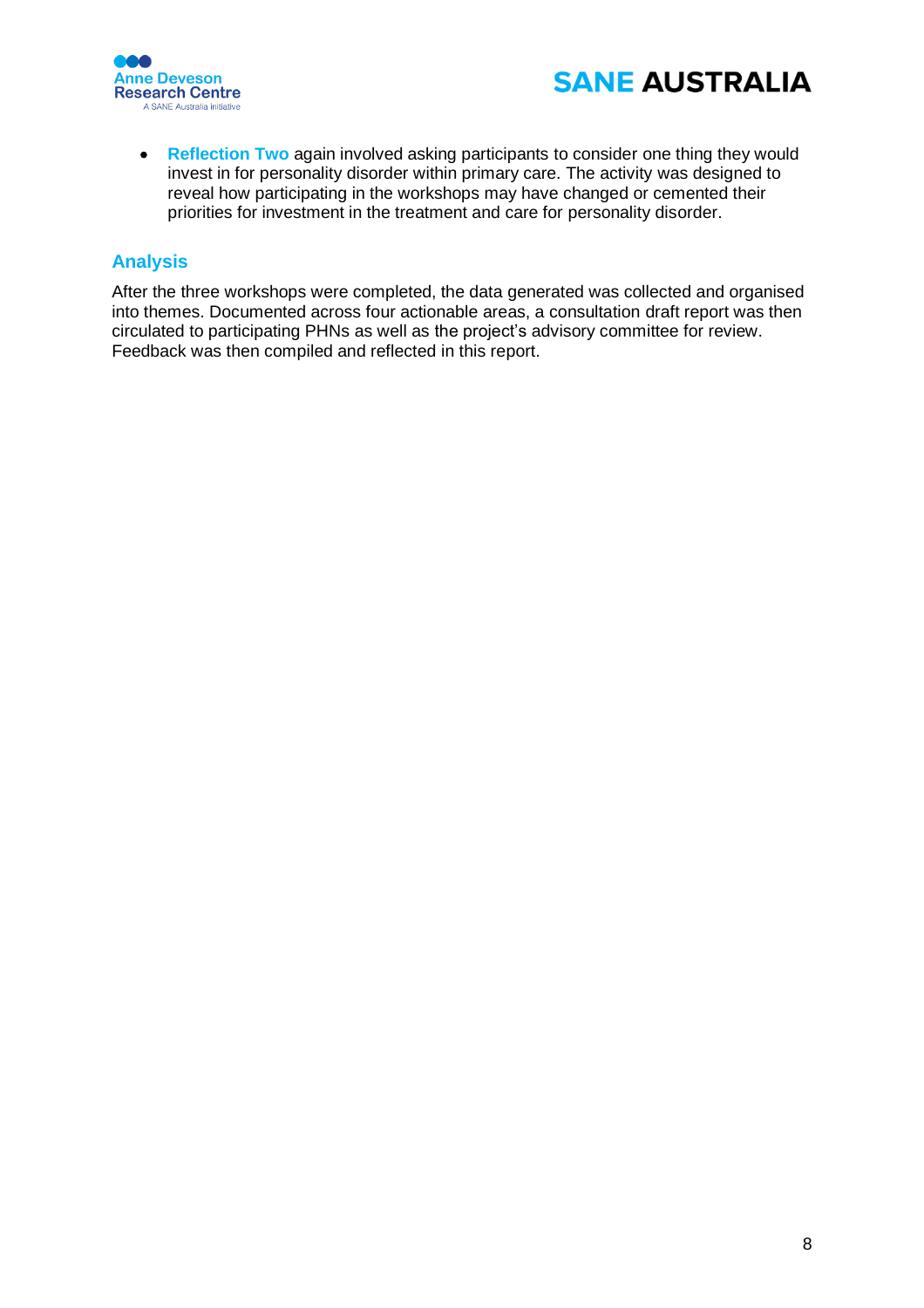- **Reflection Two** again involved asking participants to consider one thing they would invest in for personality disorder within primary care. The activity was designed to reveal how participating in the workshops may have changed or cemented their priorities for investment in the treatment and care for personality disorder.

## Analysis

After the three workshops were completed, the data generated was collected and organised into themes. Documented across four actionable areas, a consultation draft report was then circulated to participating PHNs as well as the project's advisory committee for review. Feedback was then compiled and reflected in this report.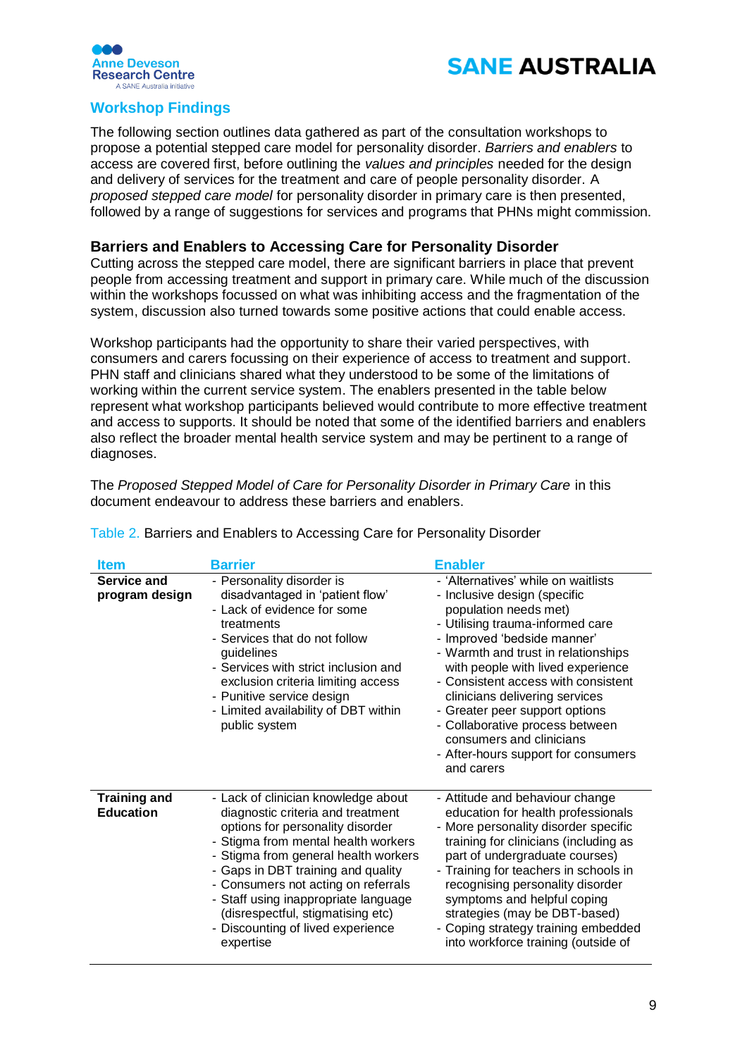## Workshop Findings

The following section outlines data gathered as part of the consultation workshops to propose a potential stepped care model for personality disorder. *Barriers and enablers* to access are covered first, before outlining the *values and principles* needed for the design and delivery of services for the treatment and care of people personality disorder. A *proposed stepped care model* for personality disorder in primary care is then presented, followed by a range of suggestions for services and programs that PHNs might commission.

### Barriers and Enablers to Accessing Care for Personality Disorder

Cutting across the stepped care model, there are significant barriers in place that prevent people from accessing treatment and support in primary care. While much of the discussion within the workshops focussed on what was inhibiting access and the fragmentation of the system, discussion also turned towards some positive actions that could enable access.

Workshop participants had the opportunity to share their varied perspectives, with consumers and carers focussing on their experience of access to treatment and support. PHN staff and clinicians shared what they understood to be some of the limitations of working within the current service system. The enablers presented in the table below represent what workshop participants believed would contribute to more effective treatment and access to supports. It should be noted that some of the identified barriers and enablers also reflect the broader mental health service system and may be pertinent to a range of diagnoses.

The *Proposed Stepped Model of Care for Personality Disorder in Primary Care* in this document endeavour to address these barriers and enablers.

Table 2. Barriers and Enablers to Accessing Care for Personality Disorder

| Item | Barrier | Enabler |
|---|---|---|
| **Service and program design** | - Personality disorder is disadvantaged in 'patient flow'<br>- Lack of evidence for some treatments<br>- Services that do not follow guidelines<br>- Services with strict inclusion and exclusion criteria limiting access<br>- Punitive service design<br>- Limited availability of DBT within public system | - 'Alternatives' while on waitlists<br>- Inclusive design (specific population needs met)<br>- Utilising trauma-informed care<br>- Improved 'bedside manner'<br>- Warmth and trust in relationships with people with lived experience<br>- Consistent access with consistent clinicians delivering services<br>- Greater peer support options<br>- Collaborative process between consumers and clinicians<br>- After-hours support for consumers and carers |
| **Training and Education** | - Lack of clinician knowledge about diagnostic criteria and treatment options for personality disorder<br>- Stigma from mental health workers<br>- Stigma from general health workers<br>- Gaps in DBT training and quality<br>- Consumers not acting on referrals<br>- Staff using inappropriate language (disrespectful, stigmatising etc)<br>- Discounting of lived experience expertise | - Attitude and behaviour change education for health professionals<br>- More personality disorder specific training for clinicians (including as part of undergraduate courses)<br>- Training for teachers in schools in recognising personality disorder symptoms and helpful coping strategies (may be DBT-based)<br>- Coping strategy training embedded into workforce training (outside of |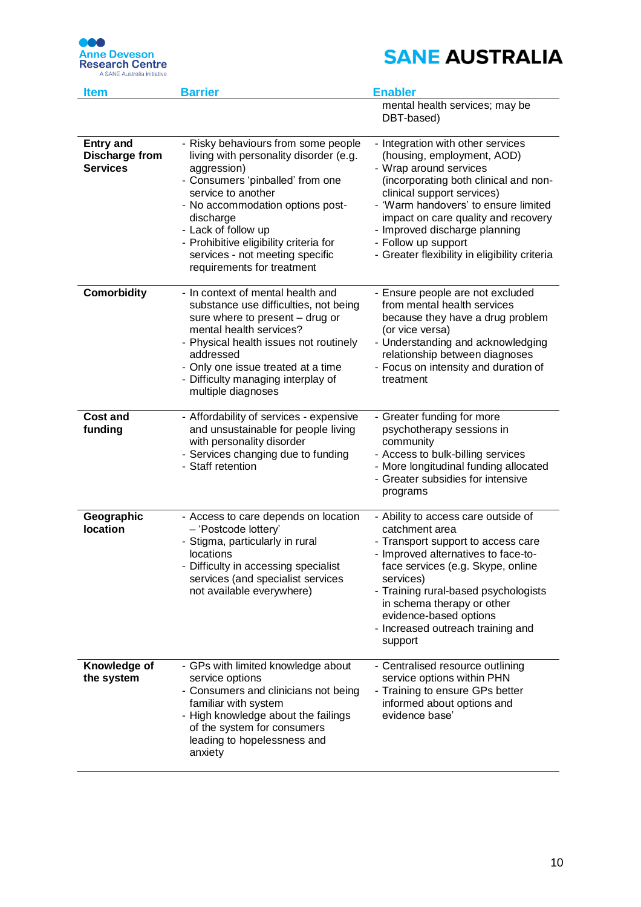| Item | Barrier | Enabler |
|---|---|---|
| | | mental health services; may be DBT-based) |
| **Entry and Discharge from Services** | - Risky behaviours from some people living with personality disorder (e.g. aggression)<br>- Consumers 'pinballed' from one service to another<br>- No accommodation options post-discharge<br>- Lack of follow up<br>- Prohibitive eligibility criteria for services - not meeting specific requirements for treatment | - Integration with other services (housing, employment, AOD)<br>- Wrap around services (incorporating both clinical and non-clinical support services)<br>- 'Warm handovers' to ensure limited impact on care quality and recovery<br>- Improved discharge planning<br>- Follow up support<br>- Greater flexibility in eligibility criteria |
| **Comorbidity** | - In context of mental health and substance use difficulties, not being sure where to present – drug or mental health services?<br>- Physical health issues not routinely addressed<br>- Only one issue treated at a time<br>- Difficulty managing interplay of multiple diagnoses | - Ensure people are not excluded from mental health services because they have a drug problem (or vice versa)<br>- Understanding and acknowledging relationship between diagnoses<br>- Focus on intensity and duration of treatment |
| **Cost and funding** | - Affordability of services - expensive and unsustainable for people living with personality disorder<br>- Services changing due to funding<br>- Staff retention | - Greater funding for more psychotherapy sessions in community<br>- Access to bulk-billing services<br>- More longitudinal funding allocated<br>- Greater subsidies for intensive programs |
| **Geographic location** | - Access to care depends on location – 'Postcode lottery'<br>- Stigma, particularly in rural locations<br>- Difficulty in accessing specialist services (and specialist services not available everywhere) | - Ability to access care outside of catchment area<br>- Transport support to access care<br>- Improved alternatives to face-to-face services (e.g. Skype, online services)<br>- Training rural-based psychologists in schema therapy or other evidence-based options<br>- Increased outreach training and support |
| **Knowledge of the system** | - GPs with limited knowledge about service options<br>- Consumers and clinicians not being familiar with system<br>- High knowledge about the failings of the system for consumers leading to hopelessness and anxiety | - Centralised resource outlining service options within PHN<br>- Training to ensure GPs better informed about options and evidence base' |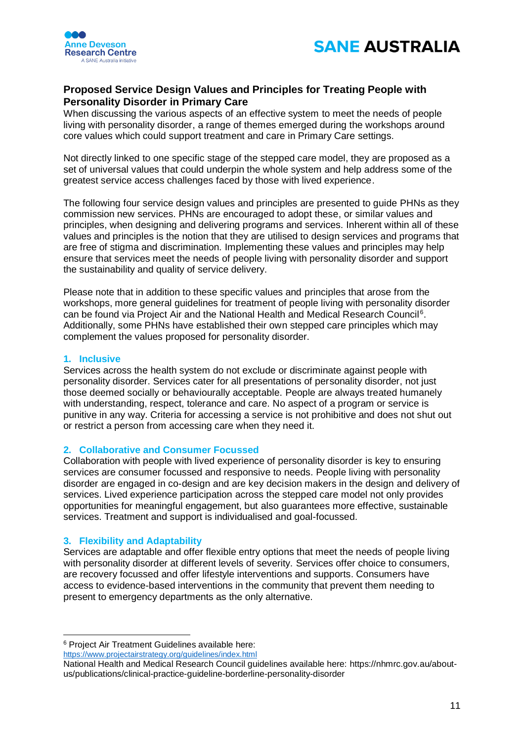## Proposed Service Design Values and Principles for Treating People with Personality Disorder in Primary Care

When discussing the various aspects of an effective system to meet the needs of people living with personality disorder, a range of themes emerged during the workshops around core values which could support treatment and care in Primary Care settings.

Not directly linked to one specific stage of the stepped care model, they are proposed as a set of universal values that could underpin the whole system and help address some of the greatest service access challenges faced by those with lived experience.

The following four service design values and principles are presented to guide PHNs as they commission new services. PHNs are encouraged to adopt these, or similar values and principles, when designing and delivering programs and services. Inherent within all of these values and principles is the notion that they are utilised to design services and programs that are free of stigma and discrimination. Implementing these values and principles may help ensure that services meet the needs of people living with personality disorder and support the sustainability and quality of service delivery.

Please note that in addition to these specific values and principles that arose from the workshops, more general guidelines for treatment of people living with personality disorder can be found via Project Air and the National Health and Medical Research Council[6]. Additionally, some PHNs have established their own stepped care principles which may complement the values proposed for personality disorder.

### 1. Inclusive

Services across the health system do not exclude or discriminate against people with personality disorder. Services cater for all presentations of personality disorder, not just those deemed socially or behaviourally acceptable. People are always treated humanely with understanding, respect, tolerance and care. No aspect of a program or service is punitive in any way. Criteria for accessing a service is not prohibitive and does not shut out or restrict a person from accessing care when they need it.

### 2. Collaborative and Consumer Focussed

Collaboration with people with lived experience of personality disorder is key to ensuring services are consumer focussed and responsive to needs. People living with personality disorder are engaged in co-design and are key decision makers in the design and delivery of services. Lived experience participation across the stepped care model not only provides opportunities for meaningful engagement, but also guarantees more effective, sustainable services. Treatment and support is individualised and goal-focussed.

### 3. Flexibility and Adaptability

Services are adaptable and offer flexible entry options that meet the needs of people living with personality disorder at different levels of severity. Services offer choice to consumers, are recovery focussed and offer lifestyle interventions and supports. Consumers have access to evidence-based interventions in the community that prevent them needing to present to emergency departments as the only alternative.

---

[6] Project Air Treatment Guidelines available here: https://www.projectairstrategy.org/guidelines/index.html
National Health and Medical Research Council guidelines available here: https://nhmrc.gov.au/about-us/publications/clinical-practice-guideline-borderline-personality-disorder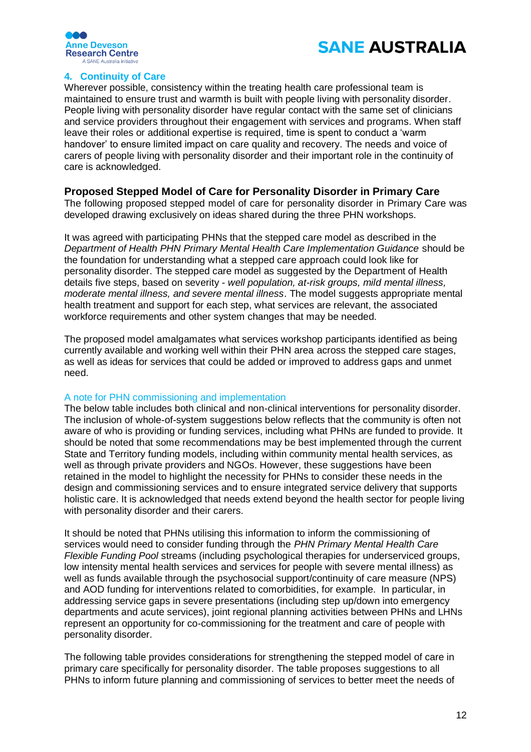### 4. Continuity of Care

Wherever possible, consistency within the treating health care professional team is maintained to ensure trust and warmth is built with people living with personality disorder. People living with personality disorder have regular contact with the same set of clinicians and service providers throughout their engagement with services and programs. When staff leave their roles or additional expertise is required, time is spent to conduct a 'warm handover' to ensure limited impact on care quality and recovery. The needs and voice of carers of people living with personality disorder and their important role in the continuity of care is acknowledged.

## Proposed Stepped Model of Care for Personality Disorder in Primary Care

The following proposed stepped model of care for personality disorder in Primary Care was developed drawing exclusively on ideas shared during the three PHN workshops.

It was agreed with participating PHNs that the stepped care model as described in the *Department of Health PHN Primary Mental Health Care Implementation Guidance* should be the foundation for understanding what a stepped care approach could look like for personality disorder. The stepped care model as suggested by the Department of Health details five steps, based on severity - *well population, at-risk groups, mild mental illness, moderate mental illness, and severe mental illness*. The model suggests appropriate mental health treatment and support for each step, what services are relevant, the associated workforce requirements and other system changes that may be needed.

The proposed model amalgamates what services workshop participants identified as being currently available and working well within their PHN area across the stepped care stages, as well as ideas for services that could be added or improved to address gaps and unmet need.

### A note for PHN commissioning and implementation

The below table includes both clinical and non-clinical interventions for personality disorder. The inclusion of whole-of-system suggestions below reflects that the community is often not aware of who is providing or funding services, including what PHNs are funded to provide. It should be noted that some recommendations may be best implemented through the current State and Territory funding models, including within community mental health services, as well as through private providers and NGOs. However, these suggestions have been retained in the model to highlight the necessity for PHNs to consider these needs in the design and commissioning services and to ensure integrated service delivery that supports holistic care. It is acknowledged that needs extend beyond the health sector for people living with personality disorder and their carers.

It should be noted that PHNs utilising this information to inform the commissioning of services would need to consider funding through the *PHN Primary Mental Health Care Flexible Funding Pool* streams (including psychological therapies for underserviced groups, low intensity mental health services and services for people with severe mental illness) as well as funds available through the psychosocial support/continuity of care measure (NPS) and AOD funding for interventions related to comorbidities, for example. In particular, in addressing service gaps in severe presentations (including step up/down into emergency departments and acute services), joint regional planning activities between PHNs and LHNs represent an opportunity for co-commissioning for the treatment and care of people with personality disorder.

The following table provides considerations for strengthening the stepped model of care in primary care specifically for personality disorder. The table proposes suggestions to all PHNs to inform future planning and commissioning of services to better meet the needs of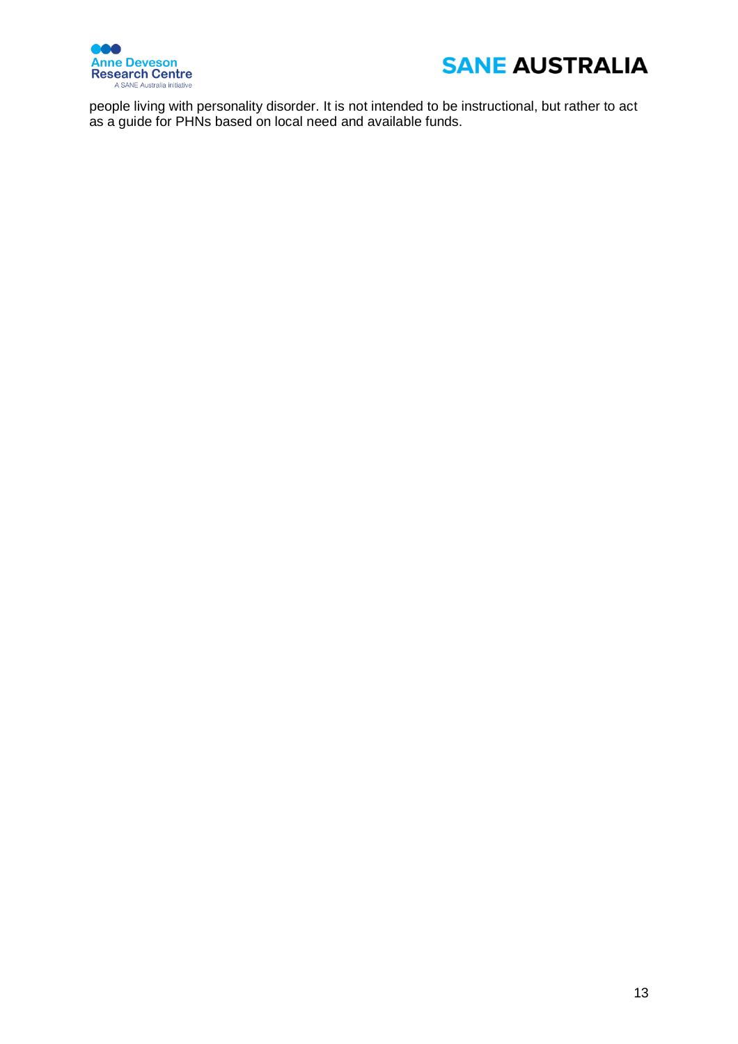people living with personality disorder. It is not intended to be instructional, but rather to act as a guide for PHNs based on local need and available funds.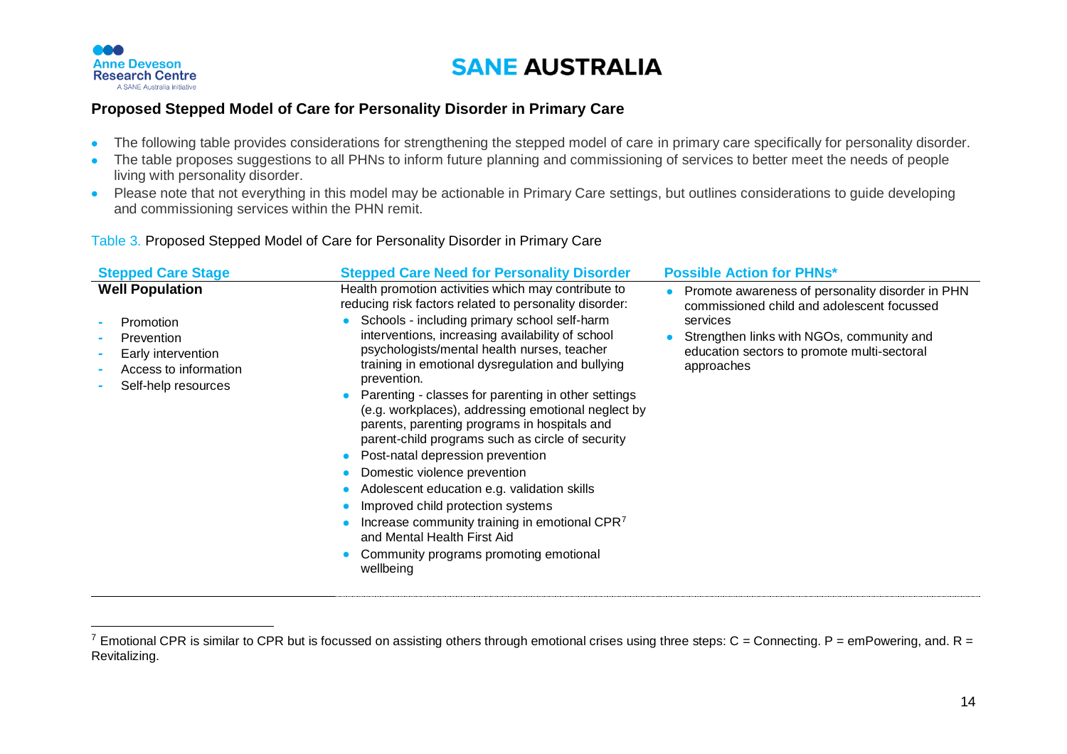## Proposed Stepped Model of Care for Personality Disorder in Primary Care

- The following table provides considerations for strengthening the stepped model of care in primary care specifically for personality disorder.
- The table proposes suggestions to all PHNs to inform future planning and commissioning of services to better meet the needs of people living with personality disorder.
- Please note that not everything in this model may be actionable in Primary Care settings, but outlines considerations to guide developing and commissioning services within the PHN remit.

Table 3. Proposed Stepped Model of Care for Personality Disorder in Primary Care

| Stepped Care Stage | Stepped Care Need for Personality Disorder | Possible Action for PHNs* |
|---|---|---|
| **Well Population**<br><br>- Promotion<br>- Prevention<br>- Early intervention<br>- Access to information<br>- Self-help resources | Health promotion activities which may contribute to reducing risk factors related to personality disorder:<br>• Schools - including primary school self-harm interventions, increasing availability of school psychologists/mental health nurses, teacher training in emotional dysregulation and bullying prevention.<br>• Parenting - classes for parenting in other settings (e.g. workplaces), addressing emotional neglect by parents, parenting programs in hospitals and parent-child programs such as circle of security<br>• Post-natal depression prevention<br>• Domestic violence prevention<br>• Adolescent education e.g. validation skills<br>• Improved child protection systems<br>• Increase community training in emotional CPR[7] and Mental Health First Aid<br>• Community programs promoting emotional wellbeing | • Promote awareness of personality disorder in PHN commissioned child and adolescent focussed services<br>• Strengthen links with NGOs, community and education sectors to promote multi-sectoral approaches |

[7] Emotional CPR is similar to CPR but is focussed on assisting others through emotional crises using three steps: C = Connecting. P = emPowering, and. R = Revitalizing.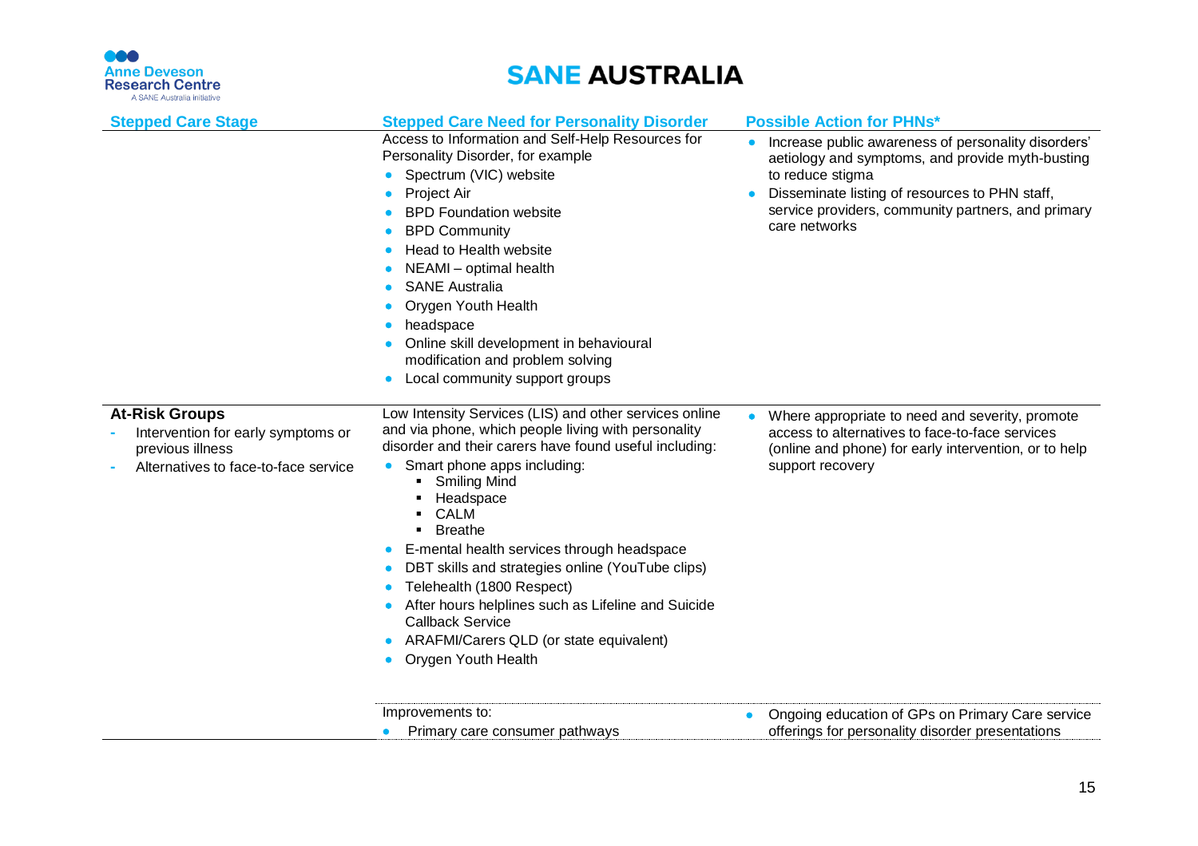| Stepped Care Stage | Stepped Care Need for Personality Disorder | Possible Action for PHNs* |
|---|---|---|
| | Access to Information and Self-Help Resources for Personality Disorder, for example<br>• Spectrum (VIC) website<br>• Project Air<br>• BPD Foundation website<br>• BPD Community<br>• Head to Health website<br>• NEAMI – optimal health<br>• SANE Australia<br>• Orygen Youth Health<br>• headspace<br>• Online skill development in behavioural modification and problem solving<br>• Local community support groups | • Increase public awareness of personality disorders' aetiology and symptoms, and provide myth-busting to reduce stigma<br>• Disseminate listing of resources to PHN staff, service providers, community partners, and primary care networks |
| **At-Risk Groups**<br>- Intervention for early symptoms or previous illness<br>- Alternatives to face-to-face service | Low Intensity Services (LIS) and other services online and via phone, which people living with personality disorder and their carers have found useful including:<br>• Smart phone apps including:<br>&nbsp;&nbsp;▪ Smiling Mind<br>&nbsp;&nbsp;▪ Headspace<br>&nbsp;&nbsp;▪ CALM<br>&nbsp;&nbsp;▪ Breathe<br>• E-mental health services through headspace<br>• DBT skills and strategies online (YouTube clips)<br>• Telehealth (1800 Respect)<br>• After hours helplines such as Lifeline and Suicide Callback Service<br>• ARAFMI/Carers QLD (or state equivalent)<br>• Orygen Youth Health | • Where appropriate to need and severity, promote access to alternatives to face-to-face services (online and phone) for early intervention, or to help support recovery |
| | Improvements to:<br>• Primary care consumer pathways | • Ongoing education of GPs on Primary Care service offerings for personality disorder presentations |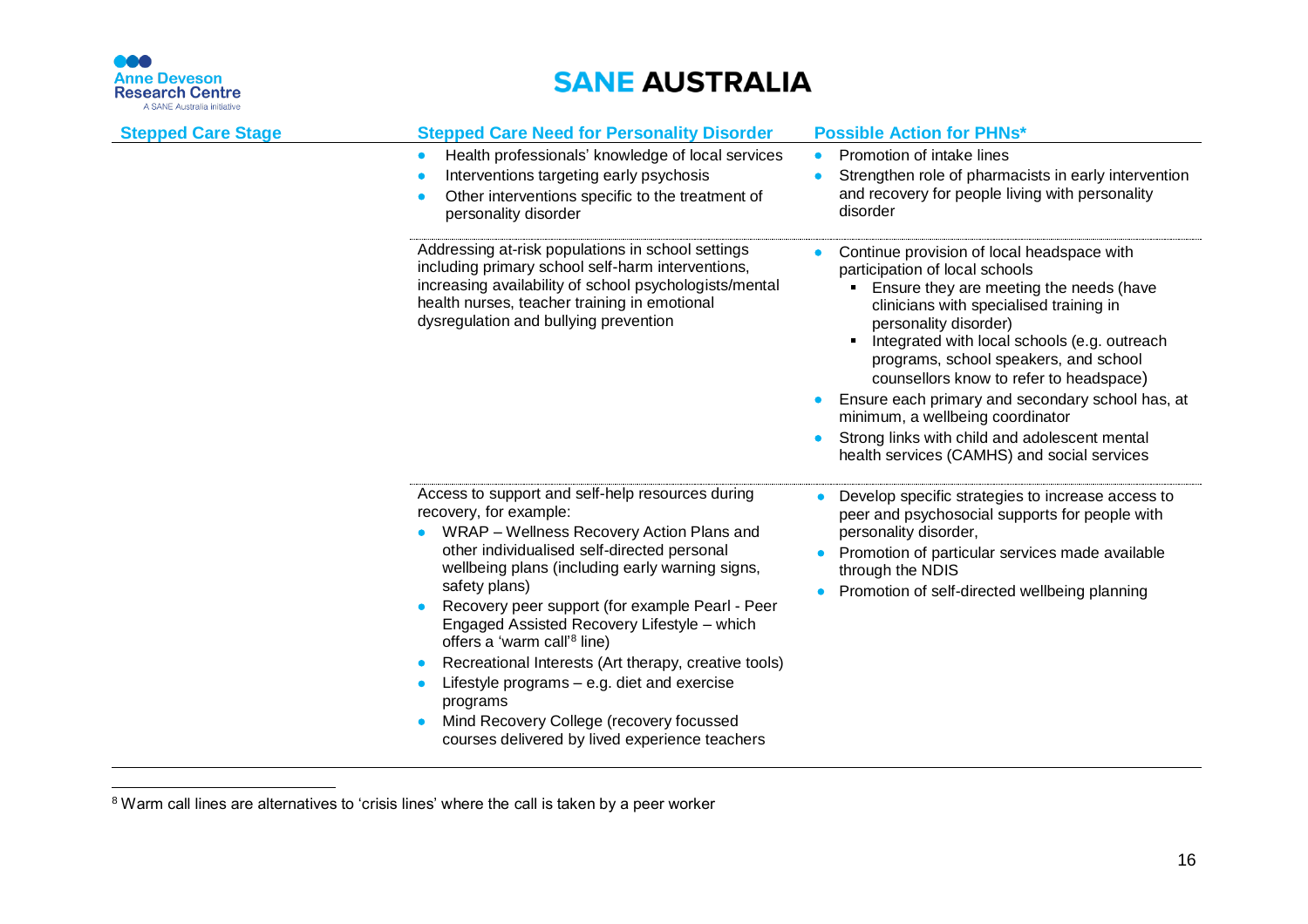| Stepped Care Stage | Stepped Care Need for Personality Disorder | Possible Action for PHNs* |
|---|---|---|
| | • Health professionals' knowledge of local services<br>• Interventions targeting early psychosis<br>• Other interventions specific to the treatment of personality disorder | • Promotion of intake lines<br>• Strengthen role of pharmacists in early intervention and recovery for people living with personality disorder |
| | Addressing at-risk populations in school settings including primary school self-harm interventions, increasing availability of school psychologists/mental health nurses, teacher training in emotional dysregulation and bullying prevention | • Continue provision of local headspace with participation of local schools<br>  ▪ Ensure they are meeting the needs (have clinicians with specialised training in personality disorder)<br>  ▪ Integrated with local schools (e.g. outreach programs, school speakers, and school counsellors know to refer to headspace)<br>• Ensure each primary and secondary school has, at minimum, a wellbeing coordinator<br>• Strong links with child and adolescent mental health services (CAMHS) and social services |
| | Access to support and self-help resources during recovery, for example:<br>• WRAP – Wellness Recovery Action Plans and other individualised self-directed personal wellbeing plans (including early warning signs, safety plans)<br>• Recovery peer support (for example Pearl - Peer Engaged Assisted Recovery Lifestyle – which offers a 'warm call'[8] line)<br>• Recreational Interests (Art therapy, creative tools)<br>• Lifestyle programs – e.g. diet and exercise programs<br>• Mind Recovery College (recovery focussed courses delivered by lived experience teachers | • Develop specific strategies to increase access to peer and psychosocial supports for people with personality disorder,<br>• Promotion of particular services made available through the NDIS<br>• Promotion of self-directed wellbeing planning |

[8] Warm call lines are alternatives to 'crisis lines' where the call is taken by a peer worker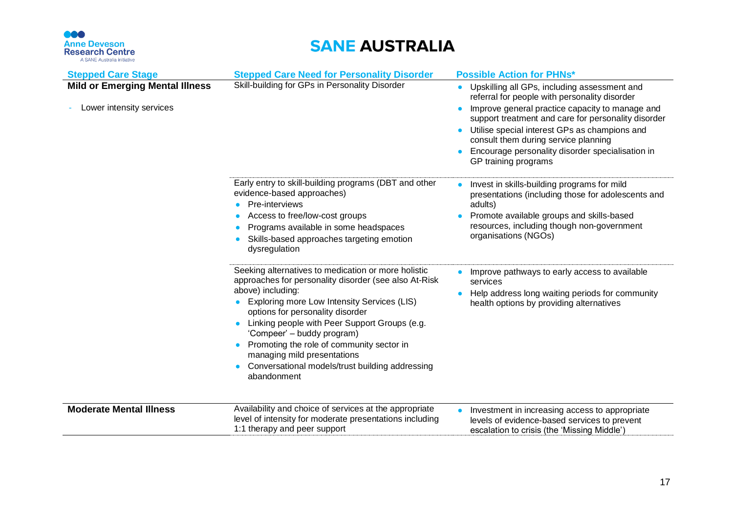| Stepped Care Stage | Stepped Care Need for Personality Disorder | Possible Action for PHNs* |
|---|---|---|
| **Mild or Emerging Mental Illness**<br><br>- Lower intensity services | Skill-building for GPs in Personality Disorder | • Upskilling all GPs, including assessment and referral for people with personality disorder<br>• Improve general practice capacity to manage and support treatment and care for personality disorder<br>• Utilise special interest GPs as champions and consult them during service planning<br>• Encourage personality disorder specialisation in GP training programs |
| | Early entry to skill-building programs (DBT and other evidence-based approaches)<br>• Pre-interviews<br>• Access to free/low-cost groups<br>• Programs available in some headspaces<br>• Skills-based approaches targeting emotion dysregulation | • Invest in skills-building programs for mild presentations (including those for adolescents and adults)<br>• Promote available groups and skills-based resources, including though non-government organisations (NGOs) |
| | Seeking alternatives to medication or more holistic approaches for personality disorder (see also At-Risk above) including:<br>• Exploring more Low Intensity Services (LIS) options for personality disorder<br>• Linking people with Peer Support Groups (e.g. 'Compeer' – buddy program)<br>• Promoting the role of community sector in managing mild presentations<br>• Conversational models/trust building addressing abandonment | • Improve pathways to early access to available services<br>• Help address long waiting periods for community health options by providing alternatives |
| **Moderate Mental Illness** | Availability and choice of services at the appropriate level of intensity for moderate presentations including 1:1 therapy and peer support | • Investment in increasing access to appropriate levels of evidence-based services to prevent escalation to crisis (the 'Missing Middle') |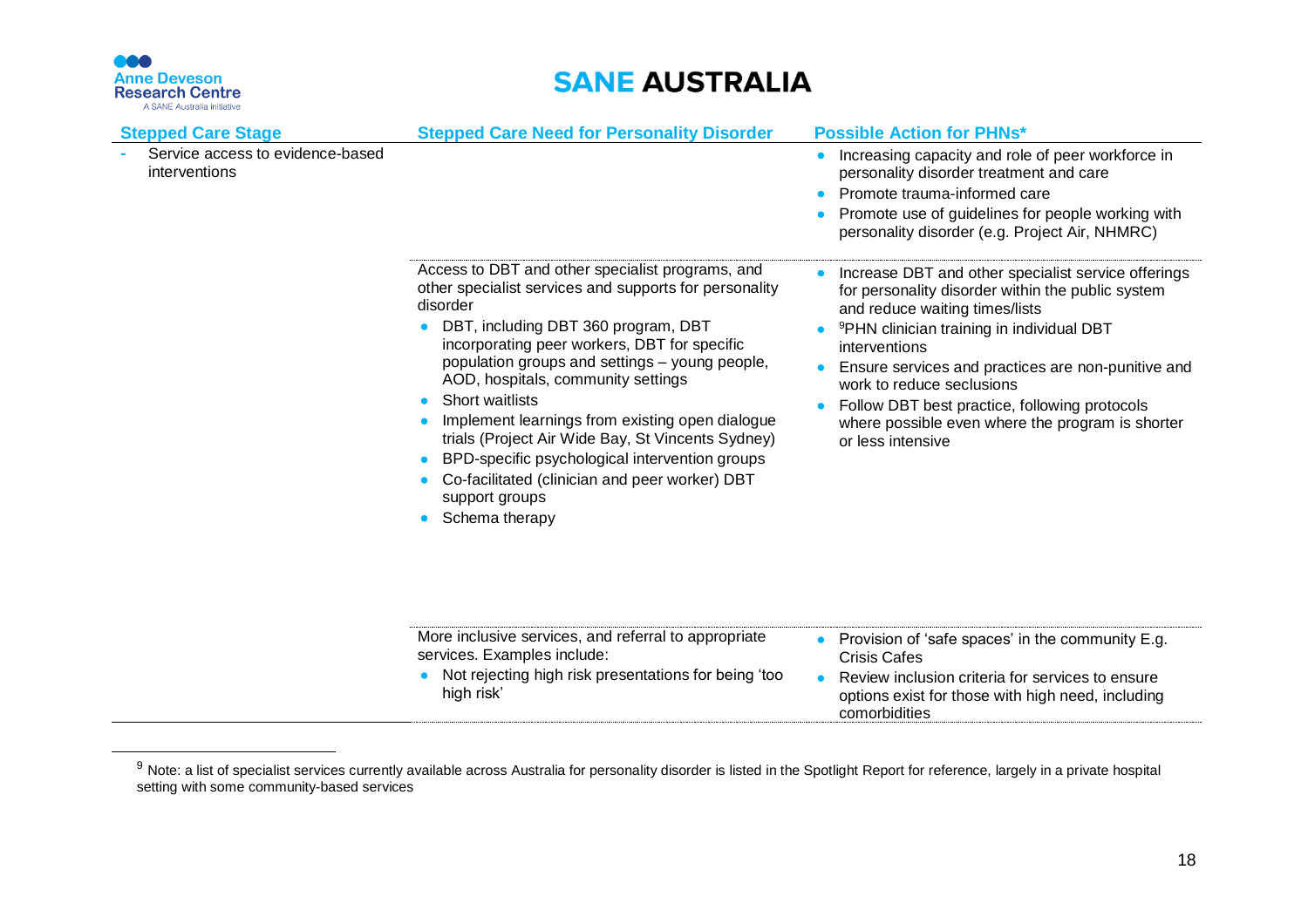| Stepped Care Stage | Stepped Care Need for Personality Disorder | Possible Action for PHNs* |
|---|---|---|
| - Service access to evidence-based interventions | | • Increasing capacity and role of peer workforce in personality disorder treatment and care<br>• Promote trauma-informed care<br>• Promote use of guidelines for people working with personality disorder (e.g. Project Air, NHMRC) |
| | Access to DBT and other specialist programs, and other specialist services and supports for personality disorder<br>• DBT, including DBT 360 program, DBT incorporating peer workers, DBT for specific population groups and settings – young people, AOD, hospitals, community settings<br>• Short waitlists<br>• Implement learnings from existing open dialogue trials (Project Air Wide Bay, St Vincents Sydney)<br>• BPD-specific psychological intervention groups<br>• Co-facilitated (clinician and peer worker) DBT support groups<br>• Schema therapy | • Increase DBT and other specialist service offerings for personality disorder within the public system and reduce waiting times/lists<br>• [9]PHN clinician training in individual DBT interventions<br>• Ensure services and practices are non-punitive and work to reduce seclusions<br>• Follow DBT best practice, following protocols where possible even where the program is shorter or less intensive |
| | More inclusive services, and referral to appropriate services. Examples include:<br>• Not rejecting high risk presentations for being 'too high risk' | • Provision of 'safe spaces' in the community E.g. Crisis Cafes<br>• Review inclusion criteria for services to ensure options exist for those with high need, including comorbidities |

[9] Note: a list of specialist services currently available across Australia for personality disorder is listed in the Spotlight Report for reference, largely in a private hospital setting with some community-based services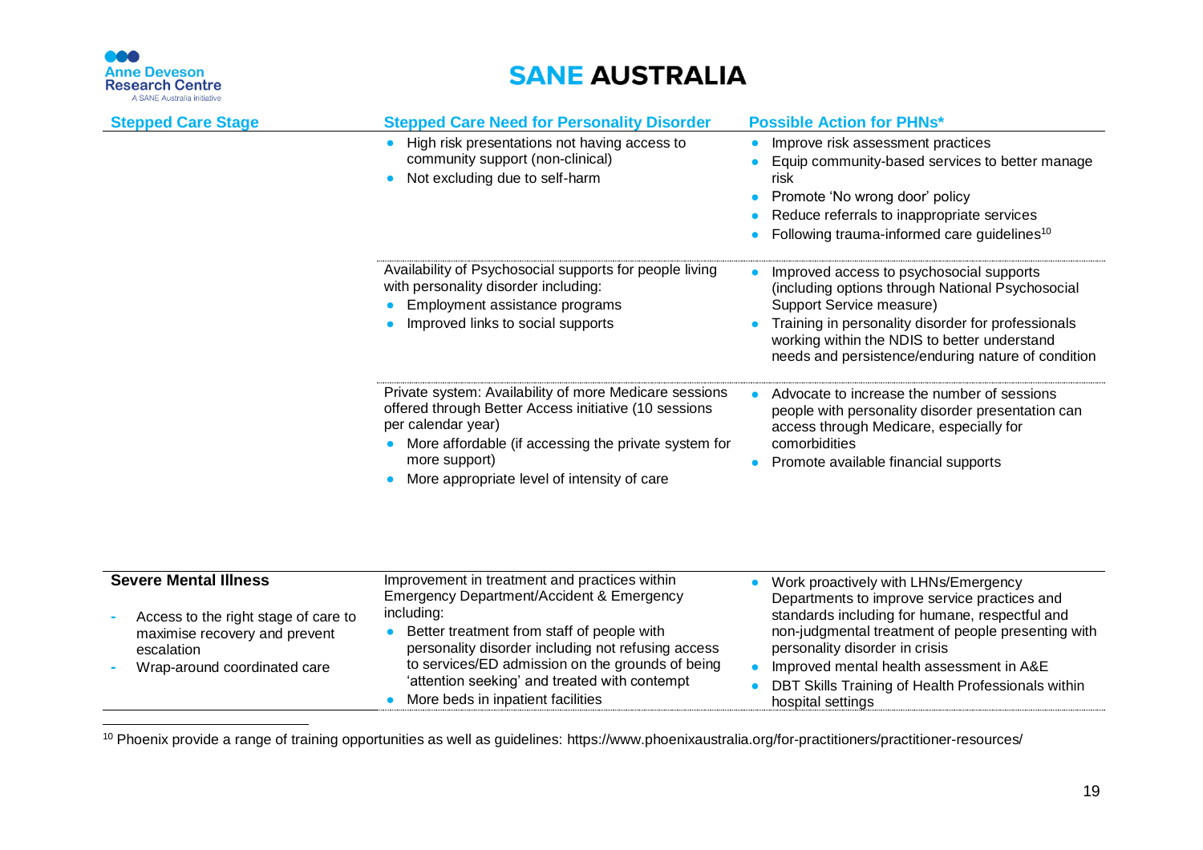| Stepped Care Stage | Stepped Care Need for Personality Disorder | Possible Action for PHNs* |
|---|---|---|
| | • High risk presentations not having access to community support (non-clinical)<br>• Not excluding due to self-harm | • Improve risk assessment practices<br>• Equip community-based services to better manage risk<br>• Promote 'No wrong door' policy<br>• Reduce referrals to inappropriate services<br>• Following trauma-informed care guidelines[10] |
| | Availability of Psychosocial supports for people living with personality disorder including:<br>• Employment assistance programs<br>• Improved links to social supports | • Improved access to psychosocial supports (including options through National Psychosocial Support Service measure)<br>• Training in personality disorder for professionals working within the NDIS to better understand needs and persistence/enduring nature of condition |
| | Private system: Availability of more Medicare sessions offered through Better Access initiative (10 sessions per calendar year)<br>• More affordable (if accessing the private system for more support)<br>• More appropriate level of intensity of care | • Advocate to increase the number of sessions people with personality disorder presentation can access through Medicare, especially for comorbidities<br>• Promote available financial supports |
| **Severe Mental Illness**<br>- Access to the right stage of care to maximise recovery and prevent escalation<br>- Wrap-around coordinated care | Improvement in treatment and practices within Emergency Department/Accident & Emergency including:<br>• Better treatment from staff of people with personality disorder including not refusing access to services/ED admission on the grounds of being 'attention seeking' and treated with contempt<br>• More beds in inpatient facilities | • Work proactively with LHNs/Emergency Departments to improve service practices and standards including for humane, respectful and non-judgmental treatment of people presenting with personality disorder in crisis<br>• Improved mental health assessment in A&E<br>• DBT Skills Training of Health Professionals within hospital settings |

[10] Phoenix provide a range of training opportunities as well as guidelines: https://www.phoenixaustralia.org/for-practitioners/practitioner-resources/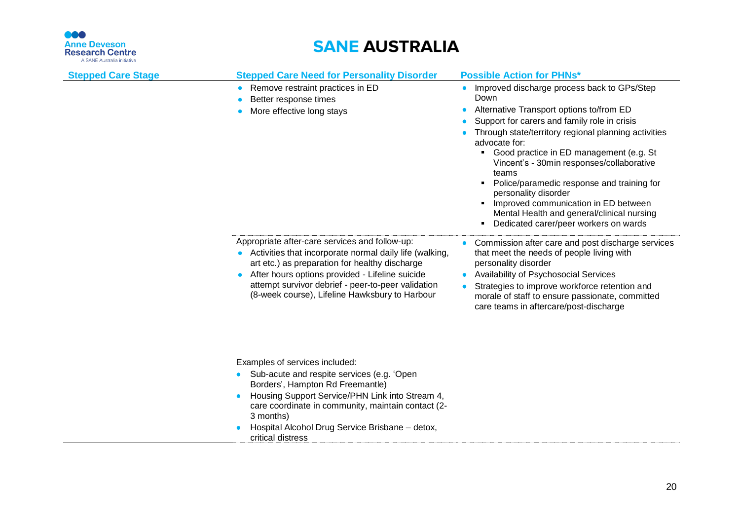| Stepped Care Stage | Stepped Care Need for Personality Disorder | Possible Action for PHNs* |
|---|---|---|
| | • Remove restraint practices in ED<br>• Better response times<br>• More effective long stays | • Improved discharge process back to GPs/Step Down<br>• Alternative Transport options to/from ED<br>• Support for carers and family role in crisis<br>• Through state/territory regional planning activities advocate for:<br>  ▪ Good practice in ED management (e.g. St Vincent's - 30min responses/collaborative teams<br>  ▪ Police/paramedic response and training for personality disorder<br>  ▪ Improved communication in ED between Mental Health and general/clinical nursing<br>  ▪ Dedicated carer/peer workers on wards |
| | Appropriate after-care services and follow-up:<br>• Activities that incorporate normal daily life (walking, art etc.) as preparation for healthy discharge<br>• After hours options provided - Lifeline suicide attempt survivor debrief - peer-to-peer validation (8-week course), Lifeline Hawksbury to Harbour<br><br>Examples of services included:<br>• Sub-acute and respite services (e.g. 'Open Borders', Hampton Rd Freemantle)<br>• Housing Support Service/PHN Link into Stream 4, care coordinate in community, maintain contact (2-3 months)<br>• Hospital Alcohol Drug Service Brisbane – detox, critical distress | • Commission after care and post discharge services that meet the needs of people living with personality disorder<br>• Availability of Psychosocial Services<br>• Strategies to improve workforce retention and morale of staff to ensure passionate, committed care teams in aftercare/post-discharge |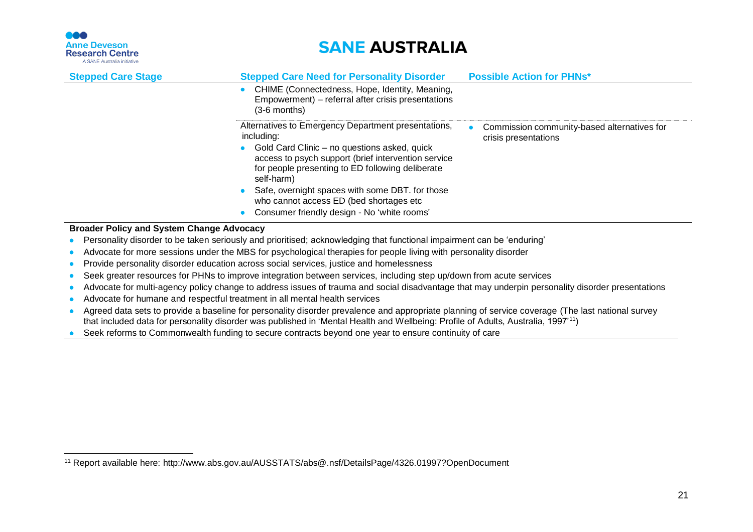| Stepped Care Stage | Stepped Care Need for Personality Disorder | Possible Action for PHNs* |
|---|---|---|
| | • CHIME (Connectedness, Hope, Identity, Meaning, Empowerment) – referral after crisis presentations (3-6 months) | |
| | Alternatives to Emergency Department presentations, including:<br>• Gold Card Clinic – no questions asked, quick access to psych support (brief intervention service for people presenting to ED following deliberate self-harm)<br>• Safe, overnight spaces with some DBT. for those who cannot access ED (bed shortages etc<br>• Consumer friendly design - No 'white rooms' | • Commission community-based alternatives for crisis presentations |

**Broader Policy and System Change Advocacy**

- Personality disorder to be taken seriously and prioritised; acknowledging that functional impairment can be 'enduring'
- Advocate for more sessions under the MBS for psychological therapies for people living with personality disorder
- Provide personality disorder education across social services, justice and homelessness
- Seek greater resources for PHNs to improve integration between services, including step up/down from acute services
- Advocate for multi-agency policy change to address issues of trauma and social disadvantage that may underpin personality disorder presentations
- Advocate for humane and respectful treatment in all mental health services
- Agreed data sets to provide a baseline for personality disorder prevalence and appropriate planning of service coverage (The last national survey that included data for personality disorder was published in 'Mental Health and Wellbeing: Profile of Adults, Australia, 1997'[11])
- Seek reforms to Commonwealth funding to secure contracts beyond one year to ensure continuity of care

[11] Report available here: http://www.abs.gov.au/AUSSTATS/abs@.nsf/DetailsPage/4326.01997?OpenDocument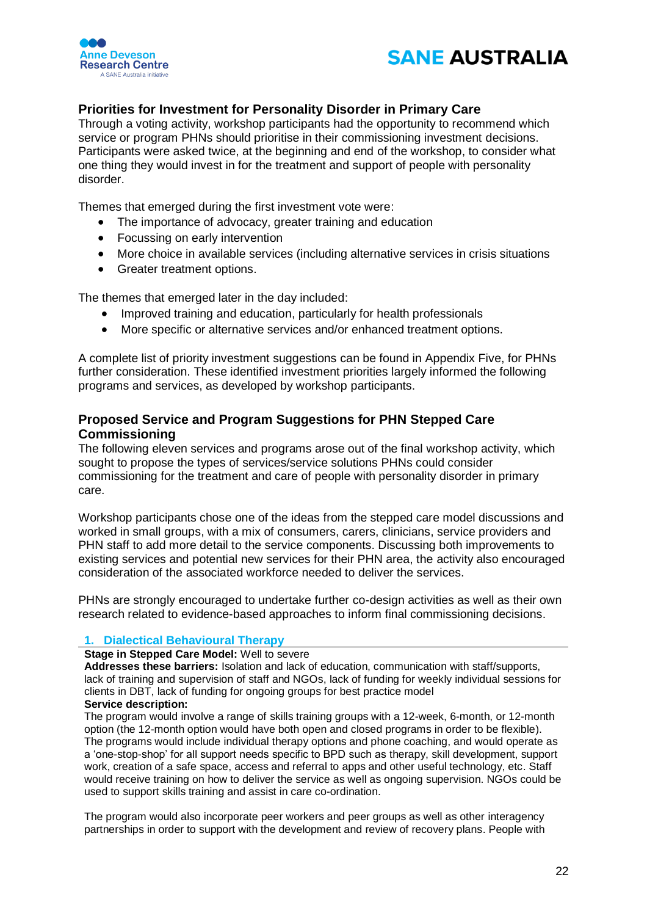## Priorities for Investment for Personality Disorder in Primary Care

Through a voting activity, workshop participants had the opportunity to recommend which service or program PHNs should prioritise in their commissioning investment decisions. Participants were asked twice, at the beginning and end of the workshop, to consider what one thing they would invest in for the treatment and support of people with personality disorder.

Themes that emerged during the first investment vote were:

- The importance of advocacy, greater training and education
- Focussing on early intervention
- More choice in available services (including alternative services in crisis situations
- Greater treatment options.

The themes that emerged later in the day included:

- Improved training and education, particularly for health professionals
- More specific or alternative services and/or enhanced treatment options.

A complete list of priority investment suggestions can be found in Appendix Five, for PHNs further consideration. These identified investment priorities largely informed the following programs and services, as developed by workshop participants.

## Proposed Service and Program Suggestions for PHN Stepped Care Commissioning

The following eleven services and programs arose out of the final workshop activity, which sought to propose the types of services/service solutions PHNs could consider commissioning for the treatment and care of people with personality disorder in primary care.

Workshop participants chose one of the ideas from the stepped care model discussions and worked in small groups, with a mix of consumers, carers, clinicians, service providers and PHN staff to add more detail to the service components. Discussing both improvements to existing services and potential new services for their PHN area, the activity also encouraged consideration of the associated workforce needed to deliver the services.

PHNs are strongly encouraged to undertake further co-design activities as well as their own research related to evidence-based approaches to inform final commissioning decisions.

### 1. Dialectical Behavioural Therapy

**Stage in Stepped Care Model:** Well to severe

**Addresses these barriers:** Isolation and lack of education, communication with staff/supports, lack of training and supervision of staff and NGOs, lack of funding for weekly individual sessions for clients in DBT, lack of funding for ongoing groups for best practice model

**Service description:**

The program would involve a range of skills training groups with a 12-week, 6-month, or 12-month option (the 12-month option would have both open and closed programs in order to be flexible). The programs would include individual therapy options and phone coaching, and would operate as a 'one-stop-shop' for all support needs specific to BPD such as therapy, skill development, support work, creation of a safe space, access and referral to apps and other useful technology, etc. Staff would receive training on how to deliver the service as well as ongoing supervision. NGOs could be used to support skills training and assist in care co-ordination.

The program would also incorporate peer workers and peer groups as well as other interagency partnerships in order to support with the development and review of recovery plans. People with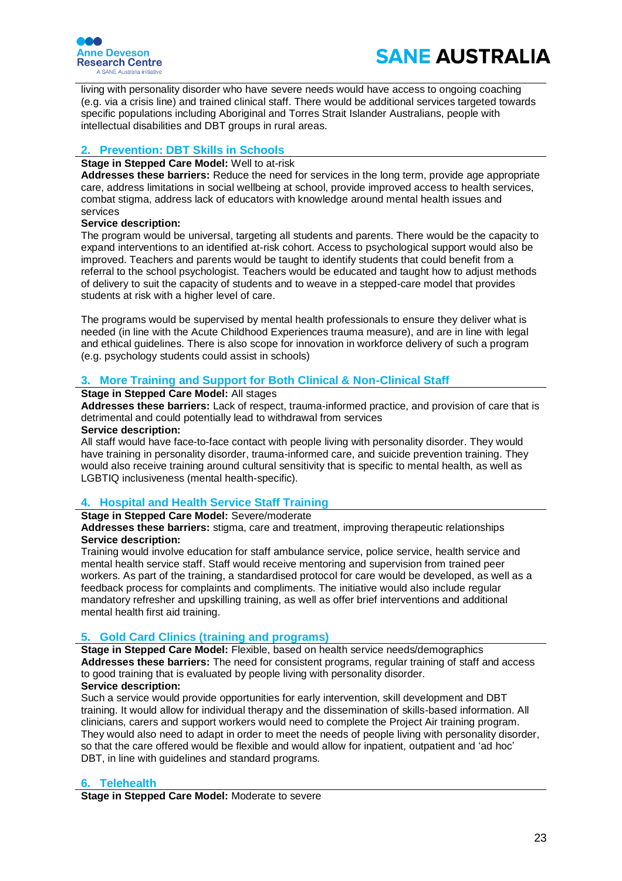living with personality disorder who have severe needs would have access to ongoing coaching (e.g. via a crisis line) and trained clinical staff. There would be additional services targeted towards specific populations including Aboriginal and Torres Strait Islander Australians, people with intellectual disabilities and DBT groups in rural areas.

### 2. Prevention: DBT Skills in Schools

**Stage in Stepped Care Model:** Well to at-risk
**Addresses these barriers:** Reduce the need for services in the long term, provide age appropriate care, address limitations in social wellbeing at school, provide improved access to health services, combat stigma, address lack of educators with knowledge around mental health issues and services
**Service description:**
The program would be universal, targeting all students and parents. There would be the capacity to expand interventions to an identified at-risk cohort. Access to psychological support would also be improved. Teachers and parents would be taught to identify students that could benefit from a referral to the school psychologist. Teachers would be educated and taught how to adjust methods of delivery to suit the capacity of students and to weave in a stepped-care model that provides students at risk with a higher level of care.

The programs would be supervised by mental health professionals to ensure they deliver what is needed (in line with the Acute Childhood Experiences trauma measure), and are in line with legal and ethical guidelines. There is also scope for innovation in workforce delivery of such a program (e.g. psychology students could assist in schools)

### 3. More Training and Support for Both Clinical & Non-Clinical Staff

**Stage in Stepped Care Model:** All stages
**Addresses these barriers:** Lack of respect, trauma-informed practice, and provision of care that is detrimental and could potentially lead to withdrawal from services
**Service description:**
All staff would have face-to-face contact with people living with personality disorder. They would have training in personality disorder, trauma-informed care, and suicide prevention training. They would also receive training around cultural sensitivity that is specific to mental health, as well as LGBTIQ inclusiveness (mental health-specific).

### 4. Hospital and Health Service Staff Training

**Stage in Stepped Care Model:** Severe/moderate
**Addresses these barriers:** stigma, care and treatment, improving therapeutic relationships
**Service description:**
Training would involve education for staff ambulance service, police service, health service and mental health service staff. Staff would receive mentoring and supervision from trained peer workers. As part of the training, a standardised protocol for care would be developed, as well as a feedback process for complaints and compliments. The initiative would also include regular mandatory refresher and upskilling training, as well as offer brief interventions and additional mental health first aid training.

### 5. Gold Card Clinics (training and programs)

**Stage in Stepped Care Model:** Flexible, based on health service needs/demographics
**Addresses these barriers:** The need for consistent programs, regular training of staff and access to good training that is evaluated by people living with personality disorder.
**Service description:**
Such a service would provide opportunities for early intervention, skill development and DBT training. It would allow for individual therapy and the dissemination of skills-based information. All clinicians, carers and support workers would need to complete the Project Air training program. They would also need to adapt in order to meet the needs of people living with personality disorder, so that the care offered would be flexible and would allow for inpatient, outpatient and 'ad hoc' DBT, in line with guidelines and standard programs.

### 6. Telehealth

**Stage in Stepped Care Model:** Moderate to severe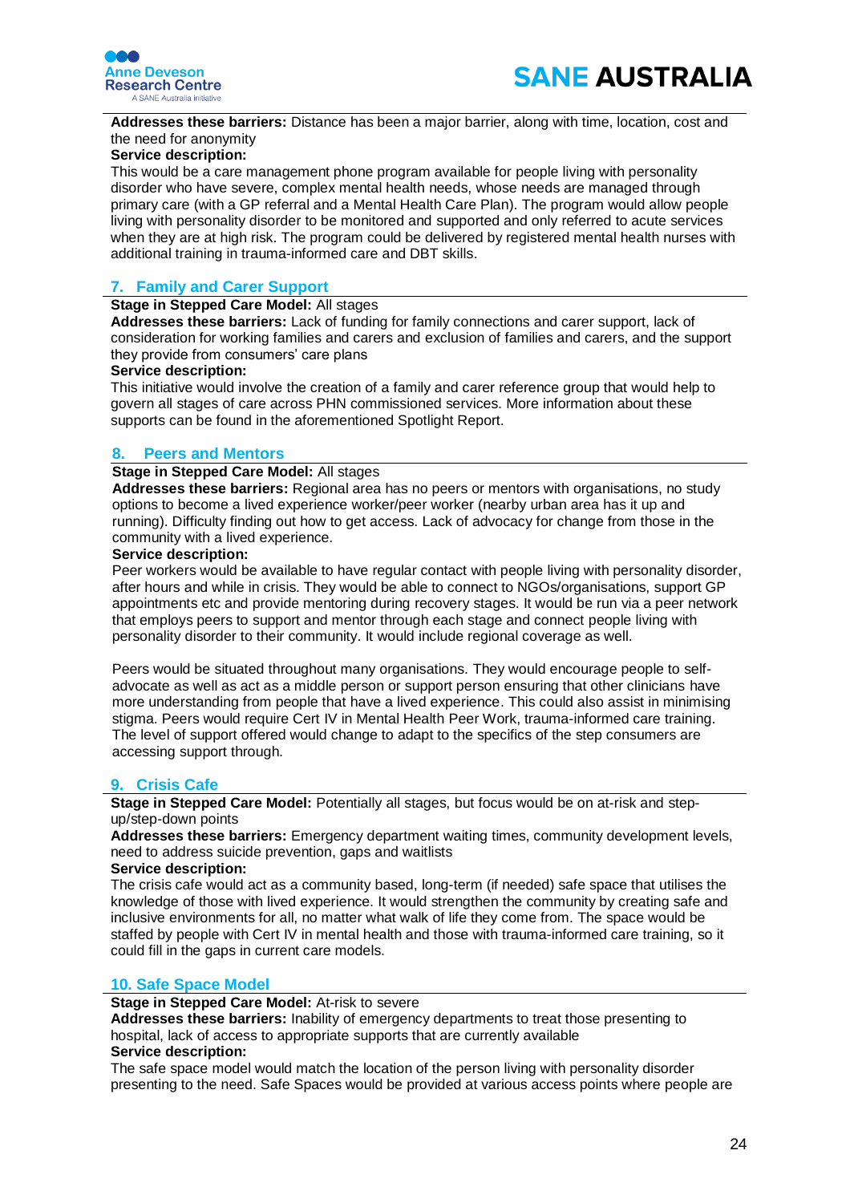**Addresses these barriers:** Distance has been a major barrier, along with time, location, cost and the need for anonymity

**Service description:**

This would be a care management phone program available for people living with personality disorder who have severe, complex mental health needs, whose needs are managed through primary care (with a GP referral and a Mental Health Care Plan). The program would allow people living with personality disorder to be monitored and supported and only referred to acute services when they are at high risk. The program could be delivered by registered mental health nurses with additional training in trauma-informed care and DBT skills.

## 7. Family and Carer Support

**Stage in Stepped Care Model:** All stages

**Addresses these barriers:** Lack of funding for family connections and carer support, lack of consideration for working families and carers and exclusion of families and carers, and the support they provide from consumers' care plans

**Service description:**

This initiative would involve the creation of a family and carer reference group that would help to govern all stages of care across PHN commissioned services. More information about these supports can be found in the aforementioned Spotlight Report.

## 8. Peers and Mentors

**Stage in Stepped Care Model:** All stages

**Addresses these barriers:** Regional area has no peers or mentors with organisations, no study options to become a lived experience worker/peer worker (nearby urban area has it up and running). Difficulty finding out how to get access. Lack of advocacy for change from those in the community with a lived experience.

**Service description:**

Peer workers would be available to have regular contact with people living with personality disorder, after hours and while in crisis. They would be able to connect to NGOs/organisations, support GP appointments etc and provide mentoring during recovery stages. It would be run via a peer network that employs peers to support and mentor through each stage and connect people living with personality disorder to their community. It would include regional coverage as well.

Peers would be situated throughout many organisations. They would encourage people to self-advocate as well as act as a middle person or support person ensuring that other clinicians have more understanding from people that have a lived experience. This could also assist in minimising stigma. Peers would require Cert IV in Mental Health Peer Work, trauma-informed care training. The level of support offered would change to adapt to the specifics of the step consumers are accessing support through.

## 9. Crisis Cafe

**Stage in Stepped Care Model:** Potentially all stages, but focus would be on at-risk and step-up/step-down points

**Addresses these barriers:** Emergency department waiting times, community development levels, need to address suicide prevention, gaps and waitlists

**Service description:**

The crisis cafe would act as a community based, long-term (if needed) safe space that utilises the knowledge of those with lived experience. It would strengthen the community by creating safe and inclusive environments for all, no matter what walk of life they come from. The space would be staffed by people with Cert IV in mental health and those with trauma-informed care training, so it could fill in the gaps in current care models.

## 10. Safe Space Model

**Stage in Stepped Care Model:** At-risk to severe

**Addresses these barriers:** Inability of emergency departments to treat those presenting to hospital, lack of access to appropriate supports that are currently available

**Service description:**

The safe space model would match the location of the person living with personality disorder presenting to the need. Safe Spaces would be provided at various access points where people are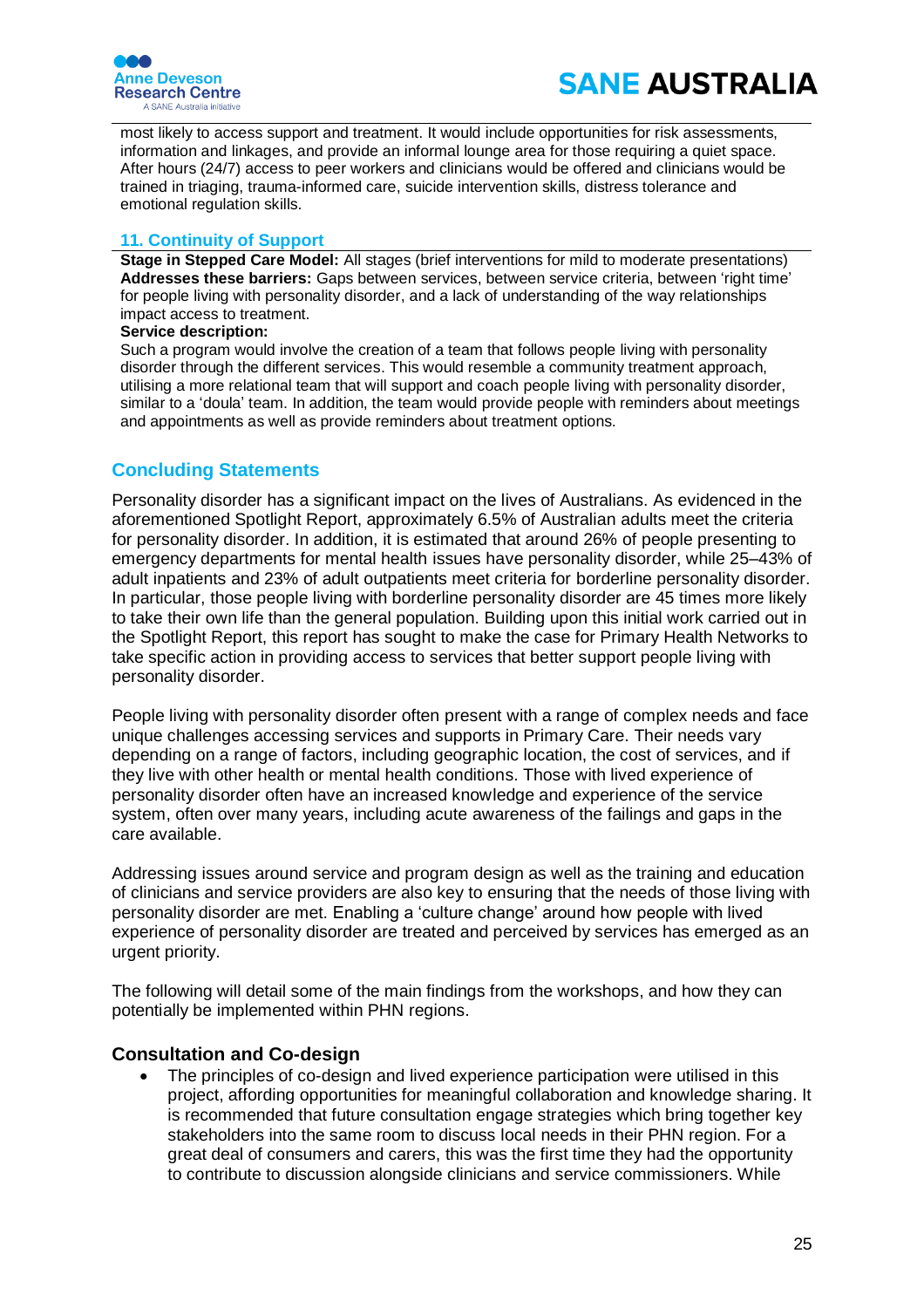most likely to access support and treatment. It would include opportunities for risk assessments, information and linkages, and provide an informal lounge area for those requiring a quiet space. After hours (24/7) access to peer workers and clinicians would be offered and clinicians would be trained in triaging, trauma-informed care, suicide intervention skills, distress tolerance and emotional regulation skills.

### 11. Continuity of Support

**Stage in Stepped Care Model:** All stages (brief interventions for mild to moderate presentations)
**Addresses these barriers:** Gaps between services, between service criteria, between 'right time' for people living with personality disorder, and a lack of understanding of the way relationships impact access to treatment.

**Service description:**

Such a program would involve the creation of a team that follows people living with personality disorder through the different services. This would resemble a community treatment approach, utilising a more relational team that will support and coach people living with personality disorder, similar to a 'doula' team. In addition, the team would provide people with reminders about meetings and appointments as well as provide reminders about treatment options.

## Concluding Statements

Personality disorder has a significant impact on the lives of Australians. As evidenced in the aforementioned Spotlight Report, approximately 6.5% of Australian adults meet the criteria for personality disorder. In addition, it is estimated that around 26% of people presenting to emergency departments for mental health issues have personality disorder, while 25–43% of adult inpatients and 23% of adult outpatients meet criteria for borderline personality disorder. In particular, those people living with borderline personality disorder are 45 times more likely to take their own life than the general population. Building upon this initial work carried out in the Spotlight Report, this report has sought to make the case for Primary Health Networks to take specific action in providing access to services that better support people living with personality disorder.

People living with personality disorder often present with a range of complex needs and face unique challenges accessing services and supports in Primary Care. Their needs vary depending on a range of factors, including geographic location, the cost of services, and if they live with other health or mental health conditions. Those with lived experience of personality disorder often have an increased knowledge and experience of the service system, often over many years, including acute awareness of the failings and gaps in the care available.

Addressing issues around service and program design as well as the training and education of clinicians and service providers are also key to ensuring that the needs of those living with personality disorder are met. Enabling a 'culture change' around how people with lived experience of personality disorder are treated and perceived by services has emerged as an urgent priority.

The following will detail some of the main findings from the workshops, and how they can potentially be implemented within PHN regions.

### Consultation and Co-design

- The principles of co-design and lived experience participation were utilised in this project, affording opportunities for meaningful collaboration and knowledge sharing. It is recommended that future consultation engage strategies which bring together key stakeholders into the same room to discuss local needs in their PHN region. For a great deal of consumers and carers, this was the first time they had the opportunity to contribute to discussion alongside clinicians and service commissioners. While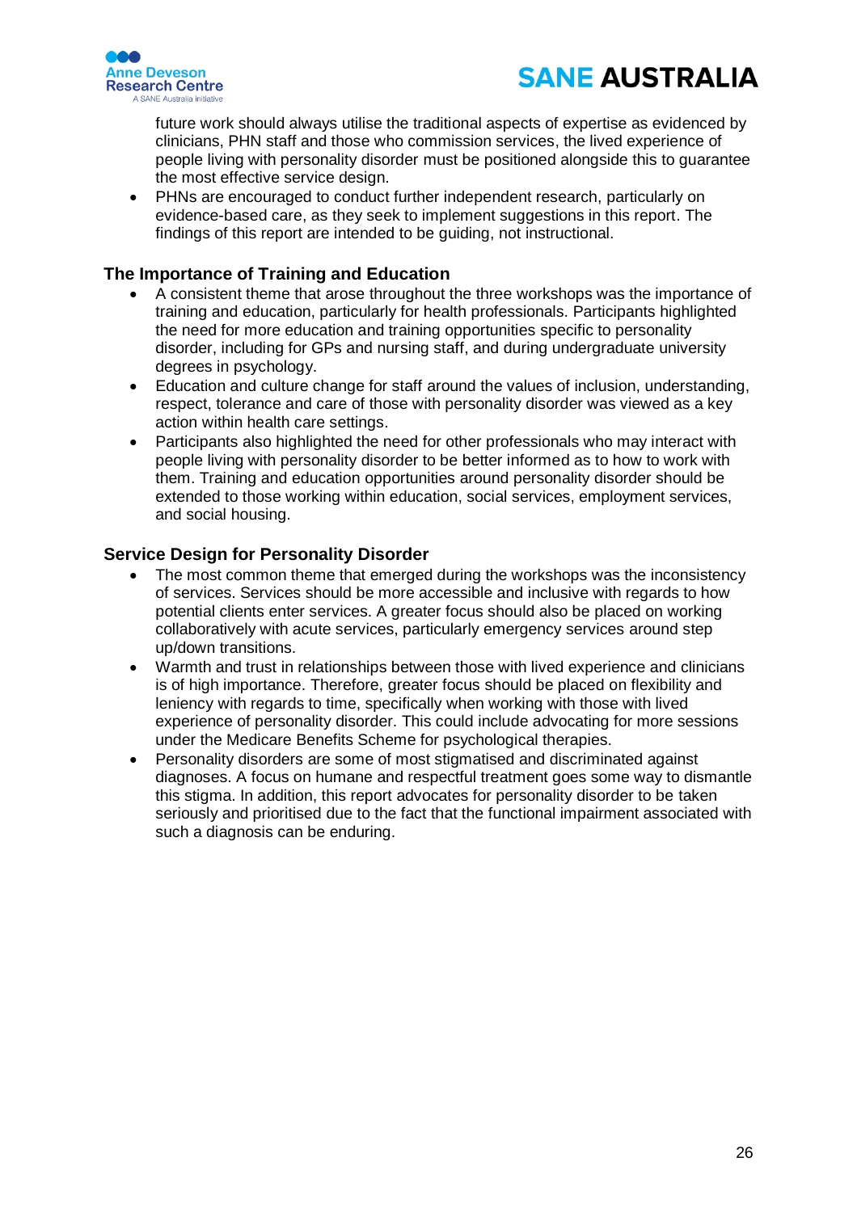future work should always utilise the traditional aspects of expertise as evidenced by clinicians, PHN staff and those who commission services, the lived experience of people living with personality disorder must be positioned alongside this to guarantee the most effective service design.
- PHNs are encouraged to conduct further independent research, particularly on evidence-based care, as they seek to implement suggestions in this report. The findings of this report are intended to be guiding, not instructional.

### The Importance of Training and Education

- A consistent theme that arose throughout the three workshops was the importance of training and education, particularly for health professionals. Participants highlighted the need for more education and training opportunities specific to personality disorder, including for GPs and nursing staff, and during undergraduate university degrees in psychology.
- Education and culture change for staff around the values of inclusion, understanding, respect, tolerance and care of those with personality disorder was viewed as a key action within health care settings.
- Participants also highlighted the need for other professionals who may interact with people living with personality disorder to be better informed as to how to work with them. Training and education opportunities around personality disorder should be extended to those working within education, social services, employment services, and social housing.

### Service Design for Personality Disorder

- The most common theme that emerged during the workshops was the inconsistency of services. Services should be more accessible and inclusive with regards to how potential clients enter services. A greater focus should also be placed on working collaboratively with acute services, particularly emergency services around step up/down transitions.
- Warmth and trust in relationships between those with lived experience and clinicians is of high importance. Therefore, greater focus should be placed on flexibility and leniency with regards to time, specifically when working with those with lived experience of personality disorder. This could include advocating for more sessions under the Medicare Benefits Scheme for psychological therapies.
- Personality disorders are some of most stigmatised and discriminated against diagnoses. A focus on humane and respectful treatment goes some way to dismantle this stigma. In addition, this report advocates for personality disorder to be taken seriously and prioritised due to the fact that the functional impairment associated with such a diagnosis can be enduring.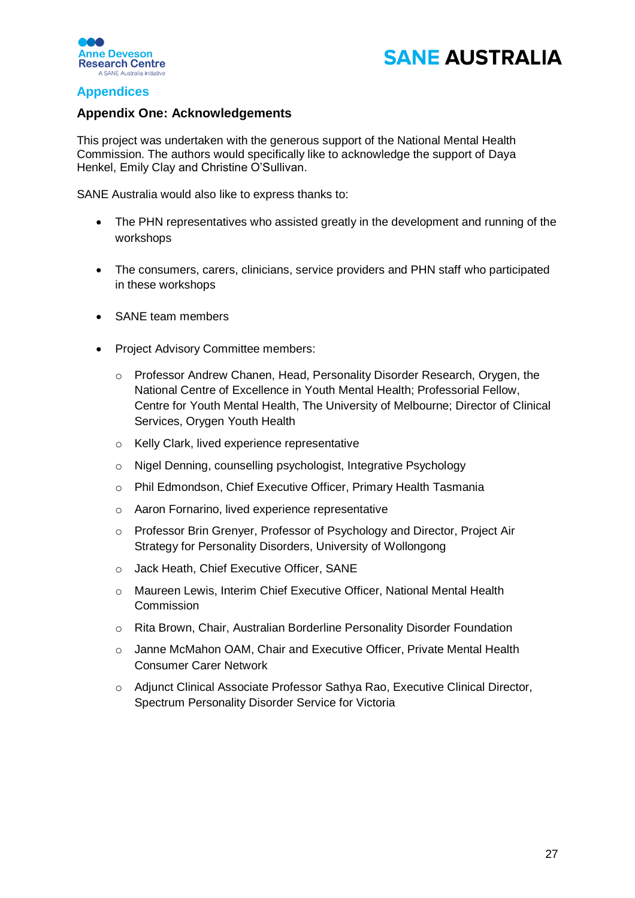## Appendices

### Appendix One: Acknowledgements

This project was undertaken with the generous support of the National Mental Health Commission. The authors would specifically like to acknowledge the support of Daya Henkel, Emily Clay and Christine O'Sullivan.

SANE Australia would also like to express thanks to:

- The PHN representatives who assisted greatly in the development and running of the workshops
- The consumers, carers, clinicians, service providers and PHN staff who participated in these workshops
- SANE team members
- Project Advisory Committee members:
  - Professor Andrew Chanen, Head, Personality Disorder Research, Orygen, the National Centre of Excellence in Youth Mental Health; Professorial Fellow, Centre for Youth Mental Health, The University of Melbourne; Director of Clinical Services, Orygen Youth Health
  - Kelly Clark, lived experience representative
  - Nigel Denning, counselling psychologist, Integrative Psychology
  - Phil Edmondson, Chief Executive Officer, Primary Health Tasmania
  - Aaron Fornarino, lived experience representative
  - Professor Brin Grenyer, Professor of Psychology and Director, Project Air Strategy for Personality Disorders, University of Wollongong
  - Jack Heath, Chief Executive Officer, SANE
  - Maureen Lewis, Interim Chief Executive Officer, National Mental Health Commission
  - Rita Brown, Chair, Australian Borderline Personality Disorder Foundation
  - Janne McMahon OAM, Chair and Executive Officer, Private Mental Health Consumer Carer Network
  - Adjunct Clinical Associate Professor Sathya Rao, Executive Clinical Director, Spectrum Personality Disorder Service for Victoria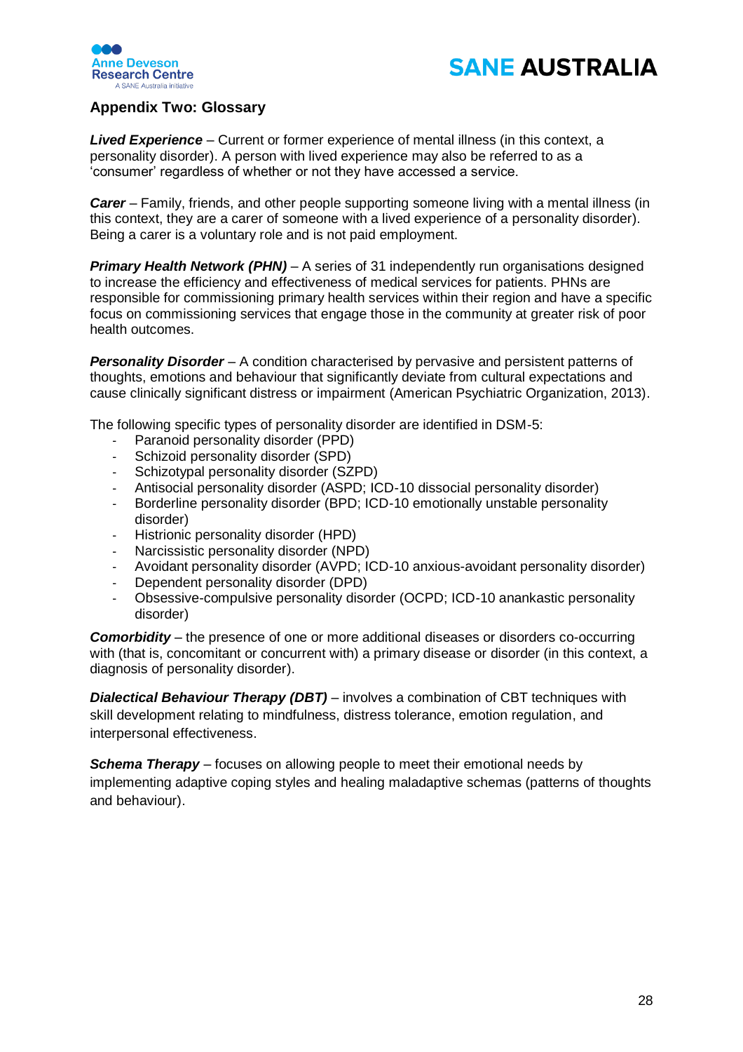## Appendix Two: Glossary

***Lived Experience*** – Current or former experience of mental illness (in this context, a personality disorder). A person with lived experience may also be referred to as a 'consumer' regardless of whether or not they have accessed a service.

***Carer*** – Family, friends, and other people supporting someone living with a mental illness (in this context, they are a carer of someone with a lived experience of a personality disorder). Being a carer is a voluntary role and is not paid employment.

***Primary Health Network (PHN)*** – A series of 31 independently run organisations designed to increase the efficiency and effectiveness of medical services for patients. PHNs are responsible for commissioning primary health services within their region and have a specific focus on commissioning services that engage those in the community at greater risk of poor health outcomes.

***Personality Disorder*** – A condition characterised by pervasive and persistent patterns of thoughts, emotions and behaviour that significantly deviate from cultural expectations and cause clinically significant distress or impairment (American Psychiatric Organization, 2013).

The following specific types of personality disorder are identified in DSM-5:

- Paranoid personality disorder (PPD)
- Schizoid personality disorder (SPD)
- Schizotypal personality disorder (SZPD)
- Antisocial personality disorder (ASPD; ICD-10 dissocial personality disorder)
- Borderline personality disorder (BPD; ICD-10 emotionally unstable personality disorder)
- Histrionic personality disorder (HPD)
- Narcissistic personality disorder (NPD)
- Avoidant personality disorder (AVPD; ICD-10 anxious-avoidant personality disorder)
- Dependent personality disorder (DPD)
- Obsessive-compulsive personality disorder (OCPD; ICD-10 anankastic personality disorder)

***Comorbidity*** – the presence of one or more additional diseases or disorders co-occurring with (that is, concomitant or concurrent with) a primary disease or disorder (in this context, a diagnosis of personality disorder).

***Dialectical Behaviour Therapy (DBT)*** – involves a combination of CBT techniques with skill development relating to mindfulness, distress tolerance, emotion regulation, and interpersonal effectiveness.

***Schema Therapy*** – focuses on allowing people to meet their emotional needs by implementing adaptive coping styles and healing maladaptive schemas (patterns of thoughts and behaviour).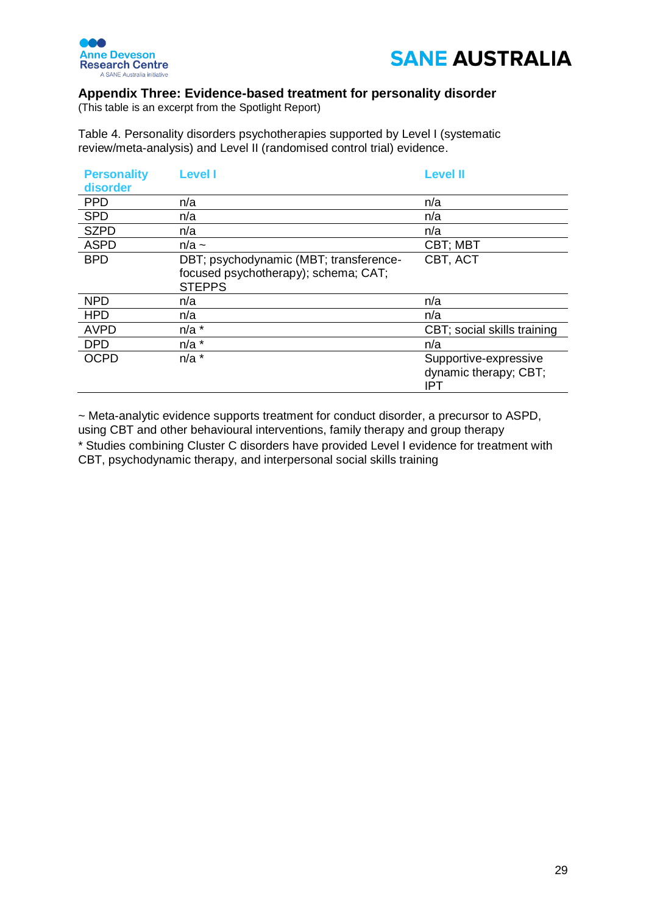## Appendix Three: Evidence-based treatment for personality disorder

(This table is an excerpt from the Spotlight Report)

Table 4. Personality disorders psychotherapies supported by Level I (systematic review/meta-analysis) and Level II (randomised control trial) evidence.

| Personality disorder | Level I | Level II |
|---|---|---|
| PPD | n/a | n/a |
| SPD | n/a | n/a |
| SZPD | n/a | n/a |
| ASPD | n/a ~ | CBT; MBT |
| BPD | DBT; psychodynamic (MBT; transference-focused psychotherapy); schema; CAT; STEPPS | CBT, ACT |
| NPD | n/a | n/a |
| HPD | n/a | n/a |
| AVPD | n/a * | CBT; social skills training |
| DPD | n/a * | n/a |
| OCPD | n/a * | Supportive-expressive dynamic therapy; CBT; IPT |

~ Meta-analytic evidence supports treatment for conduct disorder, a precursor to ASPD, using CBT and other behavioural interventions, family therapy and group therapy

* Studies combining Cluster C disorders have provided Level I evidence for treatment with CBT, psychodynamic therapy, and interpersonal social skills training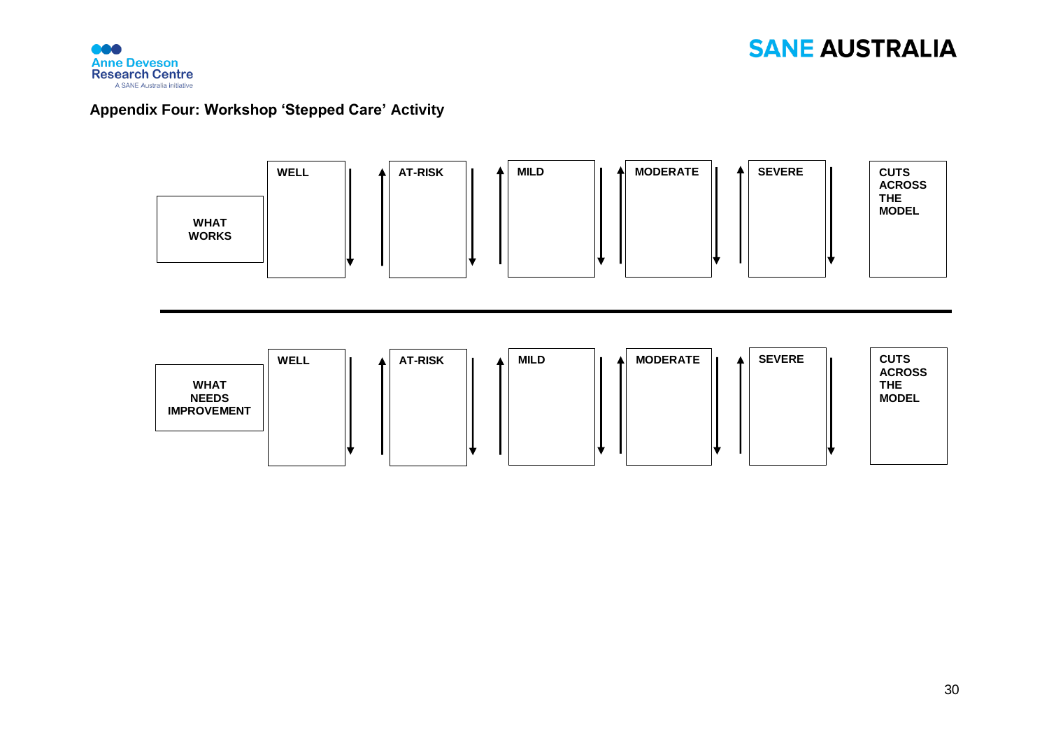## Appendix Four: Workshop 'Stepped Care' Activity

| WHAT WORKS | WELL | AT-RISK | MILD | MODERATE | SEVERE | CUTS ACROSS THE MODEL |
|---|---|---|---|---|---|---|
| | | | | | | |

| WHAT NEEDS IMPROVEMENT | WELL | AT-RISK | MILD | MODERATE | SEVERE | CUTS ACROSS THE MODEL |
|---|---|---|---|---|---|---|
| | | | | | | |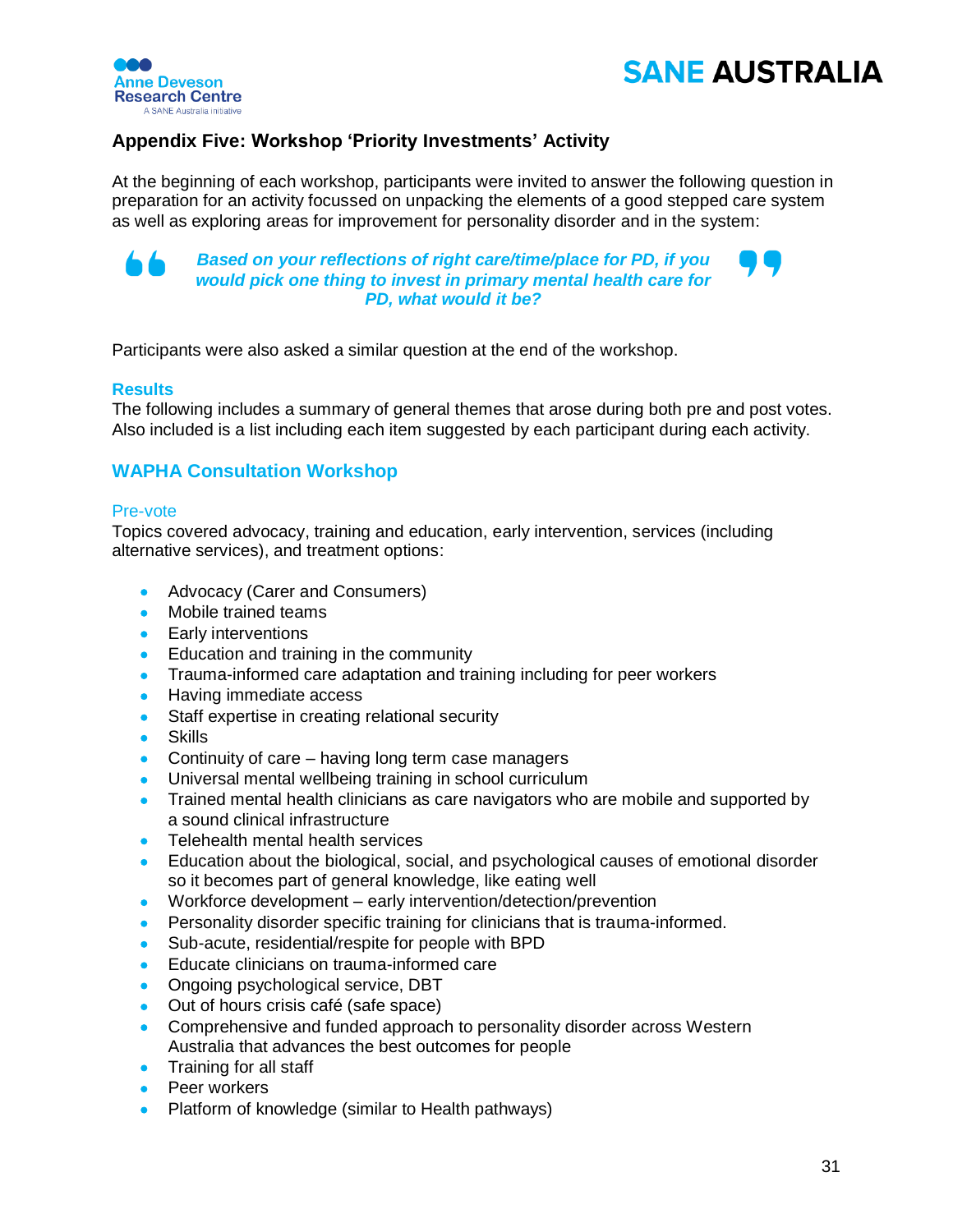## Appendix Five: Workshop 'Priority Investments' Activity

At the beginning of each workshop, participants were invited to answer the following question in preparation for an activity focussed on unpacking the elements of a good stepped care system as well as exploring areas for improvement for personality disorder and in the system:

> ***Based on your reflections of right care/time/place for PD, if you would pick one thing to invest in primary mental health care for PD, what would it be?***

Participants were also asked a similar question at the end of the workshop.

### Results

The following includes a summary of general themes that arose during both pre and post votes. Also included is a list including each item suggested by each participant during each activity.

### WAPHA Consultation Workshop

#### Pre-vote

Topics covered advocacy, training and education, early intervention, services (including alternative services), and treatment options:

- Advocacy (Carer and Consumers)
- Mobile trained teams
- Early interventions
- Education and training in the community
- Trauma-informed care adaptation and training including for peer workers
- Having immediate access
- Staff expertise in creating relational security
- Skills
- Continuity of care – having long term case managers
- Universal mental wellbeing training in school curriculum
- Trained mental health clinicians as care navigators who are mobile and supported by a sound clinical infrastructure
- Telehealth mental health services
- Education about the biological, social, and psychological causes of emotional disorder so it becomes part of general knowledge, like eating well
- Workforce development – early intervention/detection/prevention
- Personality disorder specific training for clinicians that is trauma-informed.
- Sub-acute, residential/respite for people with BPD
- Educate clinicians on trauma-informed care
- Ongoing psychological service, DBT
- Out of hours crisis café (safe space)
- Comprehensive and funded approach to personality disorder across Western Australia that advances the best outcomes for people
- Training for all staff
- Peer workers
- Platform of knowledge (similar to Health pathways)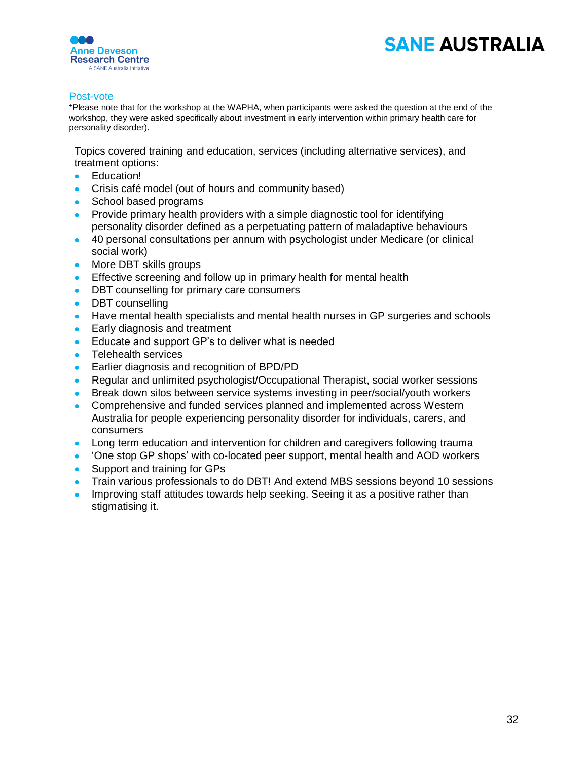## Post-vote

*Please note that for the workshop at the WAPHA, when participants were asked the question at the end of the workshop, they were asked specifically about investment in early intervention within primary health care for personality disorder).

Topics covered training and education, services (including alternative services), and treatment options:

- Education!
- Crisis café model (out of hours and community based)
- School based programs
- Provide primary health providers with a simple diagnostic tool for identifying personality disorder defined as a perpetuating pattern of maladaptive behaviours
- 40 personal consultations per annum with psychologist under Medicare (or clinical social work)
- More DBT skills groups
- Effective screening and follow up in primary health for mental health
- DBT counselling for primary care consumers
- DBT counselling
- Have mental health specialists and mental health nurses in GP surgeries and schools
- Early diagnosis and treatment
- Educate and support GP's to deliver what is needed
- Telehealth services
- Earlier diagnosis and recognition of BPD/PD
- Regular and unlimited psychologist/Occupational Therapist, social worker sessions
- Break down silos between service systems investing in peer/social/youth workers
- Comprehensive and funded services planned and implemented across Western Australia for people experiencing personality disorder for individuals, carers, and consumers
- Long term education and intervention for children and caregivers following trauma
- 'One stop GP shops' with co-located peer support, mental health and AOD workers
- Support and training for GPs
- Train various professionals to do DBT! And extend MBS sessions beyond 10 sessions
- Improving staff attitudes towards help seeking. Seeing it as a positive rather than stigmatising it.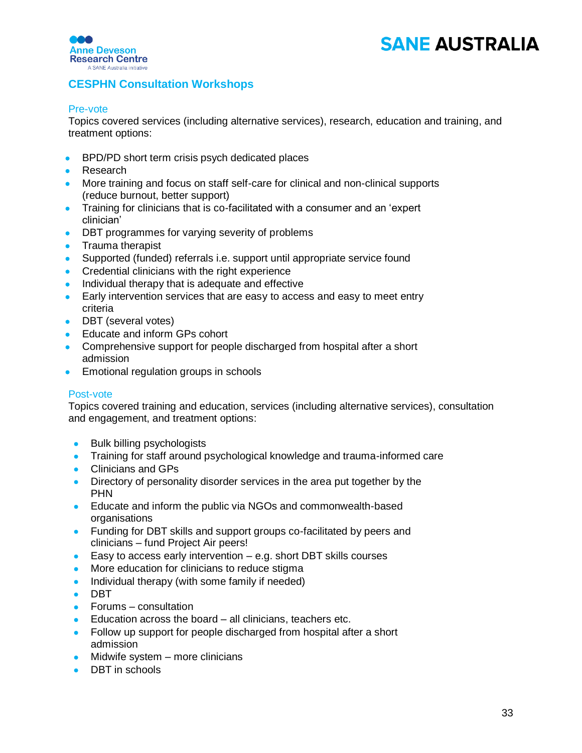## CESPHN Consultation Workshops

### Pre-vote

Topics covered services (including alternative services), research, education and training, and treatment options:

- BPD/PD short term crisis psych dedicated places
- Research
- More training and focus on staff self-care for clinical and non-clinical supports (reduce burnout, better support)
- Training for clinicians that is co-facilitated with a consumer and an 'expert clinician'
- DBT programmes for varying severity of problems
- Trauma therapist
- Supported (funded) referrals i.e. support until appropriate service found
- Credential clinicians with the right experience
- Individual therapy that is adequate and effective
- Early intervention services that are easy to access and easy to meet entry criteria
- DBT (several votes)
- Educate and inform GPs cohort
- Comprehensive support for people discharged from hospital after a short admission
- Emotional regulation groups in schools

### Post-vote

Topics covered training and education, services (including alternative services), consultation and engagement, and treatment options:

- Bulk billing psychologists
- Training for staff around psychological knowledge and trauma-informed care
- Clinicians and GPs
- Directory of personality disorder services in the area put together by the PHN
- Educate and inform the public via NGOs and commonwealth-based organisations
- Funding for DBT skills and support groups co-facilitated by peers and clinicians – fund Project Air peers!
- Easy to access early intervention – e.g. short DBT skills courses
- More education for clinicians to reduce stigma
- Individual therapy (with some family if needed)
- DBT
- Forums – consultation
- Education across the board – all clinicians, teachers etc.
- Follow up support for people discharged from hospital after a short admission
- Midwife system – more clinicians
- DBT in schools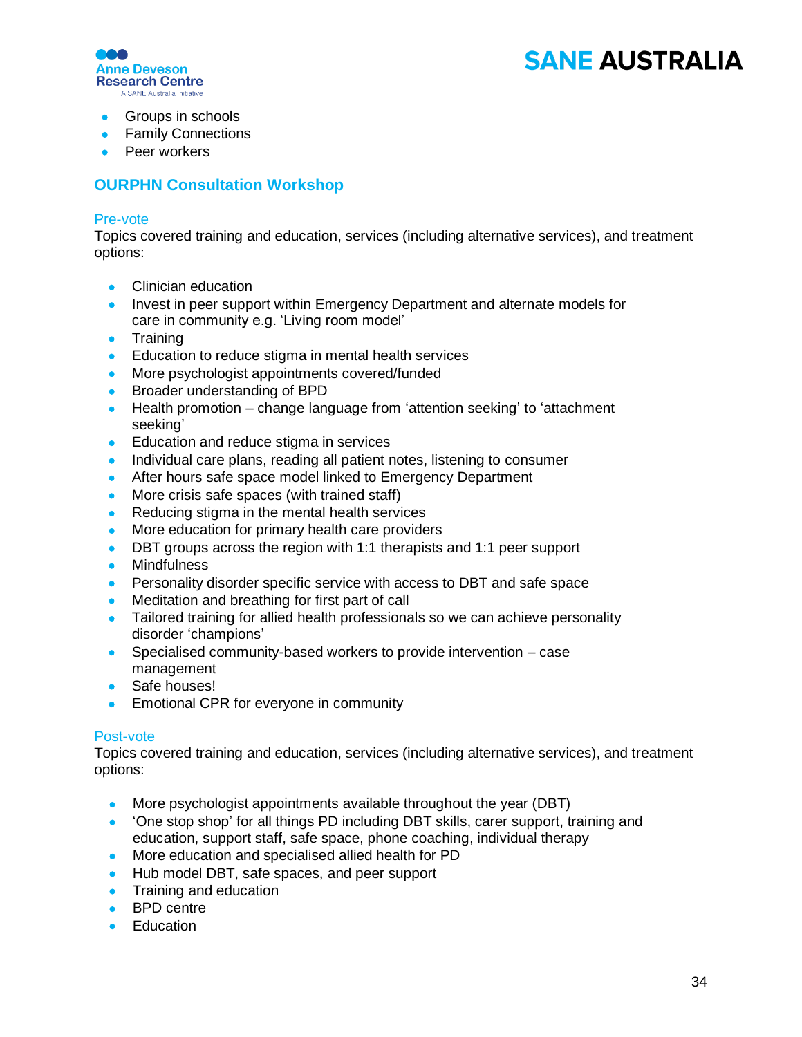- Groups in schools
- Family Connections
- Peer workers

## OURPHN Consultation Workshop

### Pre-vote

Topics covered training and education, services (including alternative services), and treatment options:

- Clinician education
- Invest in peer support within Emergency Department and alternate models for care in community e.g. 'Living room model'
- Training
- Education to reduce stigma in mental health services
- More psychologist appointments covered/funded
- Broader understanding of BPD
- Health promotion – change language from 'attention seeking' to 'attachment seeking'
- Education and reduce stigma in services
- Individual care plans, reading all patient notes, listening to consumer
- After hours safe space model linked to Emergency Department
- More crisis safe spaces (with trained staff)
- Reducing stigma in the mental health services
- More education for primary health care providers
- DBT groups across the region with 1:1 therapists and 1:1 peer support
- Mindfulness
- Personality disorder specific service with access to DBT and safe space
- Meditation and breathing for first part of call
- Tailored training for allied health professionals so we can achieve personality disorder 'champions'
- Specialised community-based workers to provide intervention – case management
- Safe houses!
- Emotional CPR for everyone in community

### Post-vote

Topics covered training and education, services (including alternative services), and treatment options:

- More psychologist appointments available throughout the year (DBT)
- 'One stop shop' for all things PD including DBT skills, carer support, training and education, support staff, safe space, phone coaching, individual therapy
- More education and specialised allied health for PD
- Hub model DBT, safe spaces, and peer support
- Training and education
- BPD centre
- Education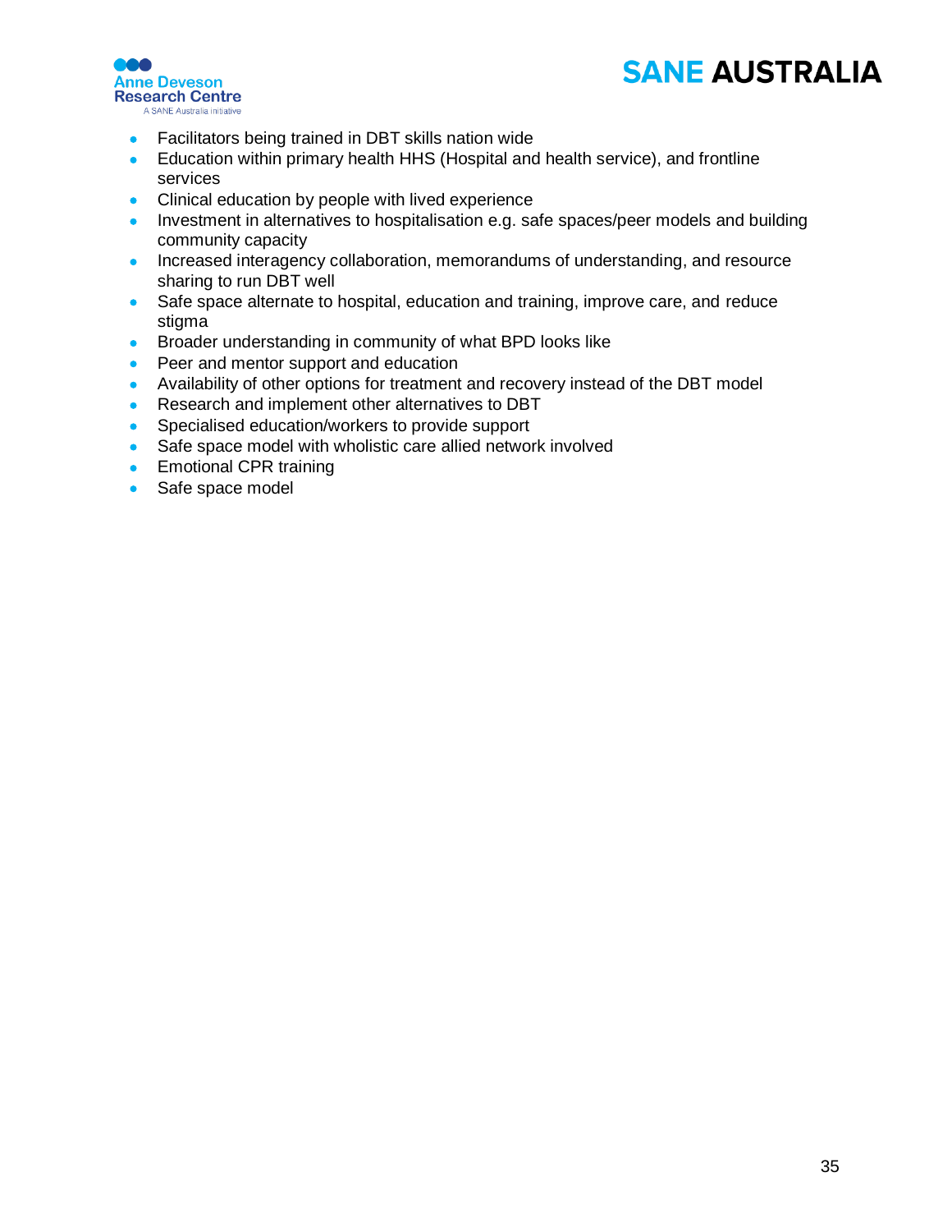- Facilitators being trained in DBT skills nation wide
- Education within primary health HHS (Hospital and health service), and frontline services
- Clinical education by people with lived experience
- Investment in alternatives to hospitalisation e.g. safe spaces/peer models and building community capacity
- Increased interagency collaboration, memorandums of understanding, and resource sharing to run DBT well
- Safe space alternate to hospital, education and training, improve care, and reduce stigma
- Broader understanding in community of what BPD looks like
- Peer and mentor support and education
- Availability of other options for treatment and recovery instead of the DBT model
- Research and implement other alternatives to DBT
- Specialised education/workers to provide support
- Safe space model with wholistic care allied network involved
- Emotional CPR training
- Safe space model